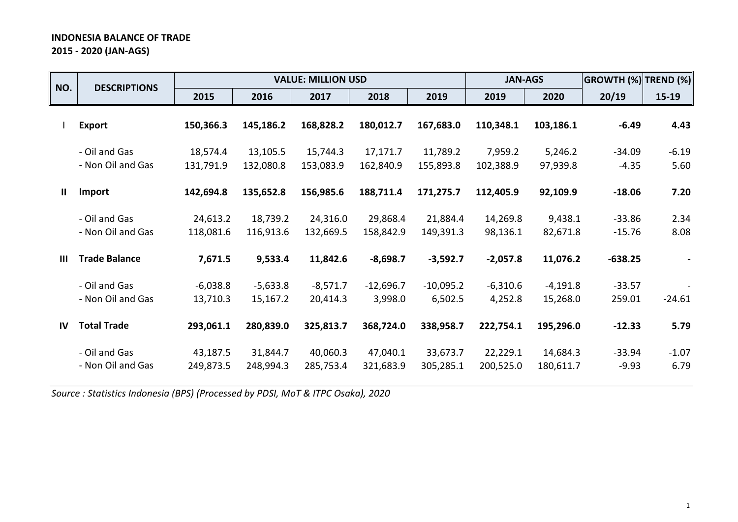**INDONESIA BALANCE OF TRADE**
**2015 - 2020 (JAN-AGS)**

| NO. | DESCRIPTIONS | VALUE: MILLION USD | | | | | JAN-AGS | | GROWTH (%) | TREND (%) |
|---|---|---|---|---|---|---|---|---|---|---|
| | | 2015 | 2016 | 2017 | 2018 | 2019 | 2019 | 2020 | 20/19 | 15-19 |
| I | **Export** | **150,366.3** | **145,186.2** | **168,828.2** | **180,012.7** | **167,683.0** | **110,348.1** | **103,186.1** | **-6.49** | **4.43** |
| | - Oil and Gas | 18,574.4 | 13,105.5 | 15,744.3 | 17,171.7 | 11,789.2 | 7,959.2 | 5,246.2 | -34.09 | -6.19 |
| | - Non Oil and Gas | 131,791.9 | 132,080.8 | 153,083.9 | 162,840.9 | 155,893.8 | 102,388.9 | 97,939.8 | -4.35 | 5.60 |
| II | **Import** | **142,694.8** | **135,652.8** | **156,985.6** | **188,711.4** | **171,275.7** | **112,405.9** | **92,109.9** | **-18.06** | **7.20** |
| | - Oil and Gas | 24,613.2 | 18,739.2 | 24,316.0 | 29,868.4 | 21,884.4 | 14,269.8 | 9,438.1 | -33.86 | 2.34 |
| | - Non Oil and Gas | 118,081.6 | 116,913.6 | 132,669.5 | 158,842.9 | 149,391.3 | 98,136.1 | 82,671.8 | -15.76 | 8.08 |
| III | **Trade Balance** | **7,671.5** | **9,533.4** | **11,842.6** | **-8,698.7** | **-3,592.7** | **-2,057.8** | **11,076.2** | **-638.25** | **-** |
| | - Oil and Gas | -6,038.8 | -5,633.8 | -8,571.7 | -12,696.7 | -10,095.2 | -6,310.6 | -4,191.8 | -33.57 | - |
| | - Non Oil and Gas | 13,710.3 | 15,167.2 | 20,414.3 | 3,998.0 | 6,502.5 | 4,252.8 | 15,268.0 | 259.01 | -24.61 |
| IV | **Total Trade** | **293,061.1** | **280,839.0** | **325,813.7** | **368,724.0** | **338,958.7** | **222,754.1** | **195,296.0** | **-12.33** | **5.79** |
| | - Oil and Gas | 43,187.5 | 31,844.7 | 40,060.3 | 47,040.1 | 33,673.7 | 22,229.1 | 14,684.3 | -33.94 | -1.07 |
| | - Non Oil and Gas | 249,873.5 | 248,994.3 | 285,753.4 | 321,683.9 | 305,285.1 | 200,525.0 | 180,611.7 | -9.93 | 6.79 |

*Source : Statistics Indonesia (BPS) (Processed by PDSI, MoT & ITPC Osaka), 2020*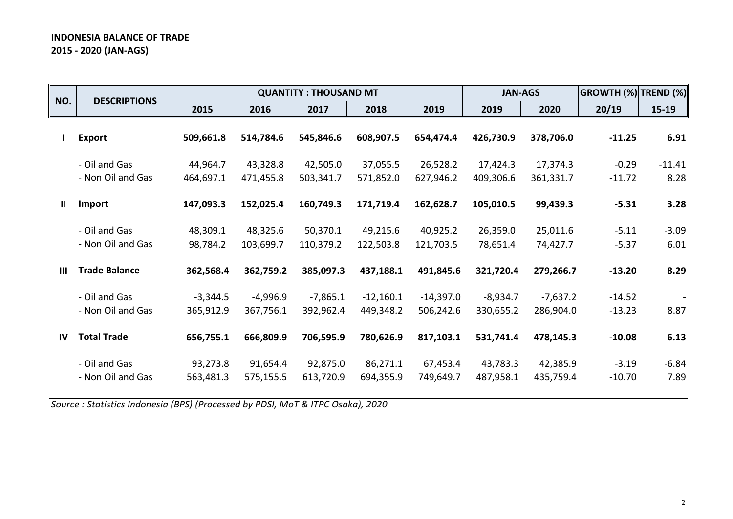**INDONESIA BALANCE OF TRADE**
**2015 - 2020 (JAN-AGS)**

| NO. | DESCRIPTIONS | QUANTITY : THOUSAND MT | | | | | JAN-AGS | | GROWTH (%) | TREND (%) |
|---|---|---|---|---|---|---|---|---|---|---|
| | | 2015 | 2016 | 2017 | 2018 | 2019 | 2019 | 2020 | 20/19 | 15-19 |
| I | **Export** | **509,661.8** | **514,784.6** | **545,846.6** | **608,907.5** | **654,474.4** | **426,730.9** | **378,706.0** | **-11.25** | **6.91** |
| | - Oil and Gas | 44,964.7 | 43,328.8 | 42,505.0 | 37,055.5 | 26,528.2 | 17,424.3 | 17,374.3 | -0.29 | -11.41 |
| | - Non Oil and Gas | 464,697.1 | 471,455.8 | 503,341.7 | 571,852.0 | 627,946.2 | 409,306.6 | 361,331.7 | -11.72 | 8.28 |
| II | **Import** | **147,093.3** | **152,025.4** | **160,749.3** | **171,719.4** | **162,628.7** | **105,010.5** | **99,439.3** | **-5.31** | **3.28** |
| | - Oil and Gas | 48,309.1 | 48,325.6 | 50,370.1 | 49,215.6 | 40,925.2 | 26,359.0 | 25,011.6 | -5.11 | -3.09 |
| | - Non Oil and Gas | 98,784.2 | 103,699.7 | 110,379.2 | 122,503.8 | 121,703.5 | 78,651.4 | 74,427.7 | -5.37 | 6.01 |
| III | **Trade Balance** | **362,568.4** | **362,759.2** | **385,097.3** | **437,188.1** | **491,845.6** | **321,720.4** | **279,266.7** | **-13.20** | **8.29** |
| | - Oil and Gas | -3,344.5 | -4,996.9 | -7,865.1 | -12,160.1 | -14,397.0 | -8,934.7 | -7,637.2 | -14.52 | - |
| | - Non Oil and Gas | 365,912.9 | 367,756.1 | 392,962.4 | 449,348.2 | 506,242.6 | 330,655.2 | 286,904.0 | -13.23 | 8.87 |
| IV | **Total Trade** | **656,755.1** | **666,809.9** | **706,595.9** | **780,626.9** | **817,103.1** | **531,741.4** | **478,145.3** | **-10.08** | **6.13** |
| | - Oil and Gas | 93,273.8 | 91,654.4 | 92,875.0 | 86,271.1 | 67,453.4 | 43,783.3 | 42,385.9 | -3.19 | -6.84 |
| | - Non Oil and Gas | 563,481.3 | 575,155.5 | 613,720.9 | 694,355.9 | 749,649.7 | 487,958.1 | 435,759.4 | -10.70 | 7.89 |

*Source : Statistics Indonesia (BPS) (Processed by PDSI, MoT & ITPC Osaka), 2020*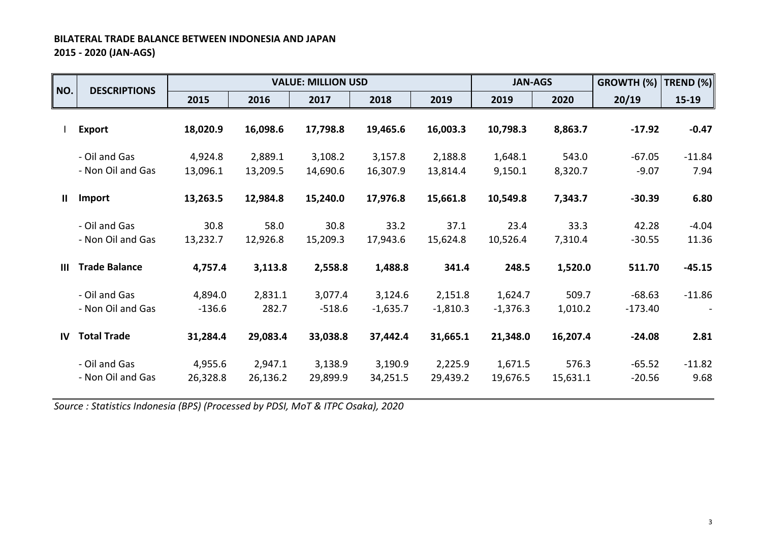**BILATERAL TRADE BALANCE BETWEEN INDONESIA AND JAPAN**
**2015 - 2020 (JAN-AGS)**

| NO. | DESCRIPTIONS | VALUE: MILLION USD | | | | | JAN-AGS | | GROWTH (%) | TREND (%) |
|---|---|---|---|---|---|---|---|---|---|---|
| | | 2015 | 2016 | 2017 | 2018 | 2019 | 2019 | 2020 | 20/19 | 15-19 |
| I | **Export** | **18,020.9** | **16,098.6** | **17,798.8** | **19,465.6** | **16,003.3** | **10,798.3** | **8,863.7** | **-17.92** | **-0.47** |
| | - Oil and Gas | 4,924.8 | 2,889.1 | 3,108.2 | 3,157.8 | 2,188.8 | 1,648.1 | 543.0 | -67.05 | -11.84 |
| | - Non Oil and Gas | 13,096.1 | 13,209.5 | 14,690.6 | 16,307.9 | 13,814.4 | 9,150.1 | 8,320.7 | -9.07 | 7.94 |
| II | **Import** | **13,263.5** | **12,984.8** | **15,240.0** | **17,976.8** | **15,661.8** | **10,549.8** | **7,343.7** | **-30.39** | **6.80** |
| | - Oil and Gas | 30.8 | 58.0 | 30.8 | 33.2 | 37.1 | 23.4 | 33.3 | 42.28 | -4.04 |
| | - Non Oil and Gas | 13,232.7 | 12,926.8 | 15,209.3 | 17,943.6 | 15,624.8 | 10,526.4 | 7,310.4 | -30.55 | 11.36 |
| III | **Trade Balance** | **4,757.4** | **3,113.8** | **2,558.8** | **1,488.8** | **341.4** | **248.5** | **1,520.0** | **511.70** | **-45.15** |
| | - Oil and Gas | 4,894.0 | 2,831.1 | 3,077.4 | 3,124.6 | 2,151.8 | 1,624.7 | 509.7 | -68.63 | -11.86 |
| | - Non Oil and Gas | -136.6 | 282.7 | -518.6 | -1,635.7 | -1,810.3 | -1,376.3 | 1,010.2 | -173.40 | - |
| IV | **Total Trade** | **31,284.4** | **29,083.4** | **33,038.8** | **37,442.4** | **31,665.1** | **21,348.0** | **16,207.4** | **-24.08** | **2.81** |
| | - Oil and Gas | 4,955.6 | 2,947.1 | 3,138.9 | 3,190.9 | 2,225.9 | 1,671.5 | 576.3 | -65.52 | -11.82 |
| | - Non Oil and Gas | 26,328.8 | 26,136.2 | 29,899.9 | 34,251.5 | 29,439.2 | 19,676.5 | 15,631.1 | -20.56 | 9.68 |

*Source : Statistics Indonesia (BPS) (Processed by PDSI, MoT & ITPC Osaka), 2020*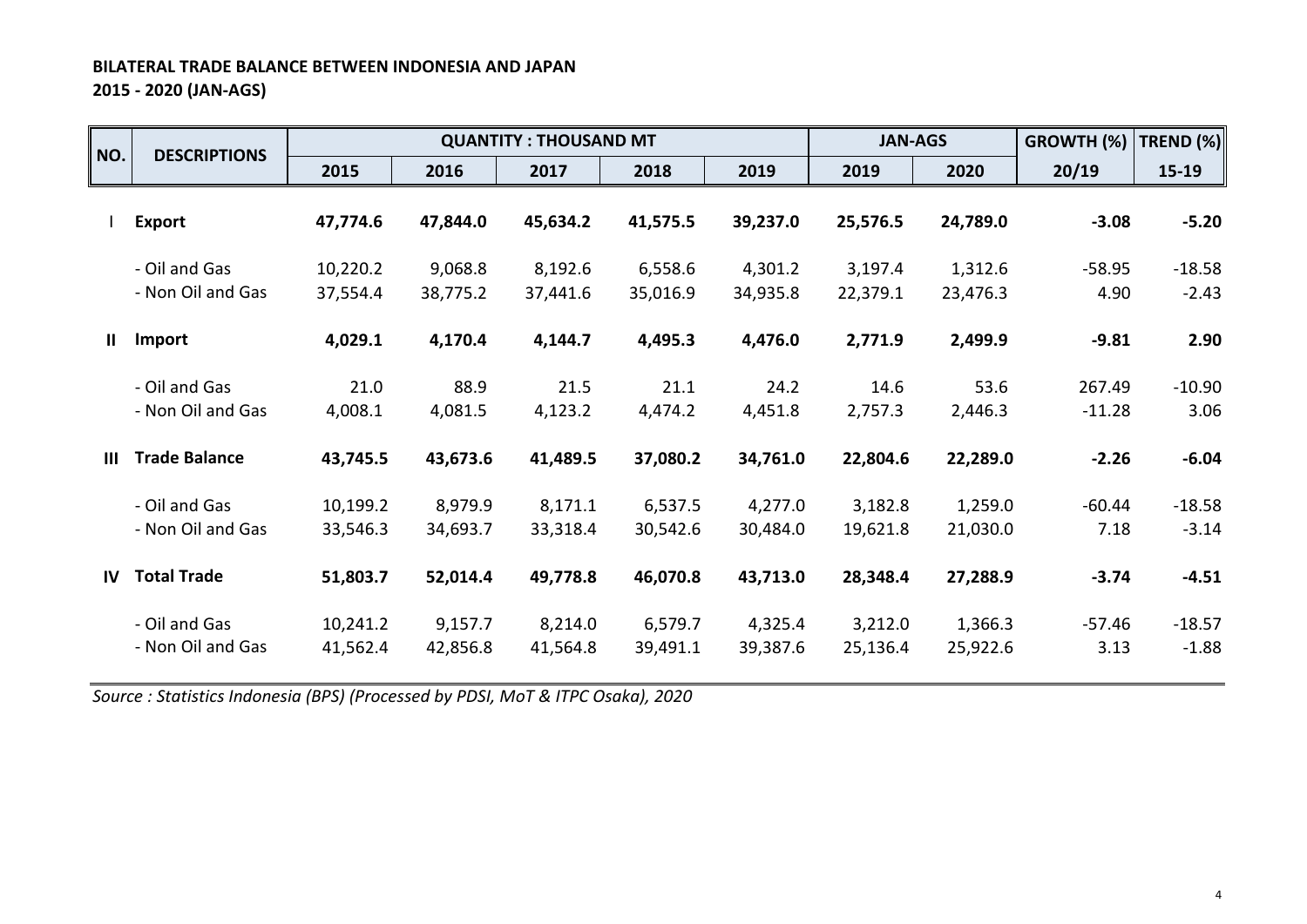**BILATERAL TRADE BALANCE BETWEEN INDONESIA AND JAPAN**
**2015 - 2020 (JAN-AGS)**

| NO. | DESCRIPTIONS | QUANTITY : THOUSAND MT | | | | | JAN-AGS | | GROWTH (%) | TREND (%) |
|---|---|---|---|---|---|---|---|---|---|---|
| | | 2015 | 2016 | 2017 | 2018 | 2019 | 2019 | 2020 | 20/19 | 15-19 |
| I | **Export** | **47,774.6** | **47,844.0** | **45,634.2** | **41,575.5** | **39,237.0** | **25,576.5** | **24,789.0** | **-3.08** | **-5.20** |
| | - Oil and Gas | 10,220.2 | 9,068.8 | 8,192.6 | 6,558.6 | 4,301.2 | 3,197.4 | 1,312.6 | -58.95 | -18.58 |
| | - Non Oil and Gas | 37,554.4 | 38,775.2 | 37,441.6 | 35,016.9 | 34,935.8 | 22,379.1 | 23,476.3 | 4.90 | -2.43 |
| II | **Import** | **4,029.1** | **4,170.4** | **4,144.7** | **4,495.3** | **4,476.0** | **2,771.9** | **2,499.9** | **-9.81** | **2.90** |
| | - Oil and Gas | 21.0 | 88.9 | 21.5 | 21.1 | 24.2 | 14.6 | 53.6 | 267.49 | -10.90 |
| | - Non Oil and Gas | 4,008.1 | 4,081.5 | 4,123.2 | 4,474.2 | 4,451.8 | 2,757.3 | 2,446.3 | -11.28 | 3.06 |
| III | **Trade Balance** | **43,745.5** | **43,673.6** | **41,489.5** | **37,080.2** | **34,761.0** | **22,804.6** | **22,289.0** | **-2.26** | **-6.04** |
| | - Oil and Gas | 10,199.2 | 8,979.9 | 8,171.1 | 6,537.5 | 4,277.0 | 3,182.8 | 1,259.0 | -60.44 | -18.58 |
| | - Non Oil and Gas | 33,546.3 | 34,693.7 | 33,318.4 | 30,542.6 | 30,484.0 | 19,621.8 | 21,030.0 | 7.18 | -3.14 |
| IV | **Total Trade** | **51,803.7** | **52,014.4** | **49,778.8** | **46,070.8** | **43,713.0** | **28,348.4** | **27,288.9** | **-3.74** | **-4.51** |
| | - Oil and Gas | 10,241.2 | 9,157.7 | 8,214.0 | 6,579.7 | 4,325.4 | 3,212.0 | 1,366.3 | -57.46 | -18.57 |
| | - Non Oil and Gas | 41,562.4 | 42,856.8 | 41,564.8 | 39,491.1 | 39,387.6 | 25,136.4 | 25,922.6 | 3.13 | -1.88 |

*Source : Statistics Indonesia (BPS) (Processed by PDSI, MoT & ITPC Osaka), 2020*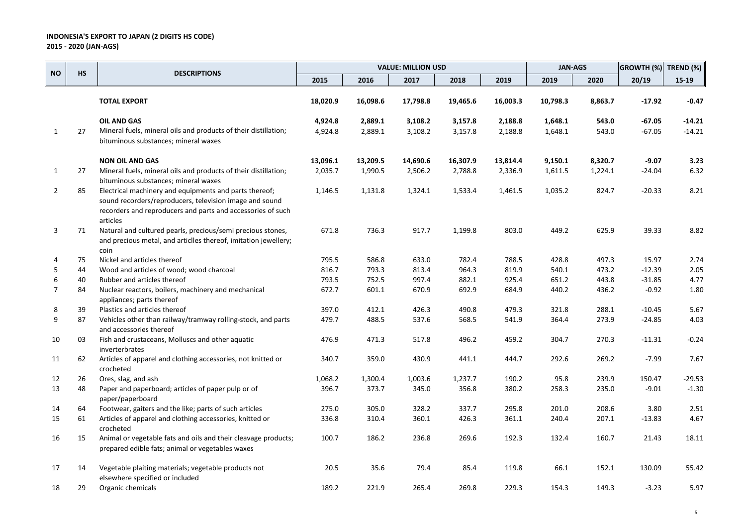**INDONESIA'S EXPORT TO JAPAN (2 DIGITS HS CODE)**
**2015 - 2020 (JAN-AGS)**

| NO | HS | DESCRIPTIONS | VALUE: MILLION USD | | | | | JAN-AGS | | GROWTH (%) | TREND (%) |
|---|---|---|---|---|---|---|---|---|---|---|---|
| | | | 2015 | 2016 | 2017 | 2018 | 2019 | 2019 | 2020 | 20/19 | 15-19 |
| | | **TOTAL EXPORT** | **18,020.9** | **16,098.6** | **17,798.8** | **19,465.6** | **16,003.3** | **10,798.3** | **8,863.7** | **-17.92** | **-0.47** |
| | | **OIL AND GAS** | **4,924.8** | **2,889.1** | **3,108.2** | **3,157.8** | **2,188.8** | **1,648.1** | **543.0** | **-67.05** | **-14.21** |
| 1 | 27 | Mineral fuels, mineral oils and products of their distillation; bituminous substances; mineral waxes | 4,924.8 | 2,889.1 | 3,108.2 | 3,157.8 | 2,188.8 | 1,648.1 | 543.0 | -67.05 | -14.21 |
| | | **NON OIL AND GAS** | **13,096.1** | **13,209.5** | **14,690.6** | **16,307.9** | **13,814.4** | **9,150.1** | **8,320.7** | **-9.07** | **3.23** |
| 1 | 27 | Mineral fuels, mineral oils and products of their distillation; bituminous substances; mineral waxes | 2,035.7 | 1,990.5 | 2,506.2 | 2,788.8 | 2,336.9 | 1,611.5 | 1,224.1 | -24.04 | 6.32 |
| 2 | 85 | Electrical machinery and equipments and parts thereof; sound recorders/reproducers, television image and sound recorders and reproducers and parts and accessories of such articles | 1,146.5 | 1,131.8 | 1,324.1 | 1,533.4 | 1,461.5 | 1,035.2 | 824.7 | -20.33 | 8.21 |
| 3 | 71 | Natural and cultured pearls, precious/semi precious stones, and precious metal, and articlles thereof, imitation jewellery; coin | 671.8 | 736.3 | 917.7 | 1,199.8 | 803.0 | 449.2 | 625.9 | 39.33 | 8.82 |
| 4 | 75 | Nickel and articles thereof | 795.5 | 586.8 | 633.0 | 782.4 | 788.5 | 428.8 | 497.3 | 15.97 | 2.74 |
| 5 | 44 | Wood and articles of wood; wood charcoal | 816.7 | 793.3 | 813.4 | 964.3 | 819.9 | 540.1 | 473.2 | -12.39 | 2.05 |
| 6 | 40 | Rubber and articles thereof | 793.5 | 752.5 | 997.4 | 882.1 | 925.4 | 651.2 | 443.8 | -31.85 | 4.77 |
| 7 | 84 | Nuclear reactors, boilers, machinery and mechanical appliances; parts thereof | 672.7 | 601.1 | 670.9 | 692.9 | 684.9 | 440.2 | 436.2 | -0.92 | 1.80 |
| 8 | 39 | Plastics and articles thereof | 397.0 | 412.1 | 426.3 | 490.8 | 479.3 | 321.8 | 288.1 | -10.45 | 5.67 |
| 9 | 87 | Vehicles other than railway/tramway rolling-stock, and parts and accessories thereof | 479.7 | 488.5 | 537.6 | 568.5 | 541.9 | 364.4 | 273.9 | -24.85 | 4.03 |
| 10 | 03 | Fish and crustaceans, Molluscs and other aquatic inverterbrates | 476.9 | 471.3 | 517.8 | 496.2 | 459.2 | 304.7 | 270.3 | -11.31 | -0.24 |
| 11 | 62 | Articles of apparel and clothing accessories, not knitted or crocheted | 340.7 | 359.0 | 430.9 | 441.1 | 444.7 | 292.6 | 269.2 | -7.99 | 7.67 |
| 12 | 26 | Ores, slag, and ash | 1,068.2 | 1,300.4 | 1,003.6 | 1,237.7 | 190.2 | 95.8 | 239.9 | 150.47 | -29.53 |
| 13 | 48 | Paper and paperboard; articles of paper pulp or of paper/paperboard | 396.7 | 373.7 | 345.0 | 356.8 | 380.2 | 258.3 | 235.0 | -9.01 | -1.30 |
| 14 | 64 | Footwear, gaiters and the like; parts of such articles | 275.0 | 305.0 | 328.2 | 337.7 | 295.8 | 201.0 | 208.6 | 3.80 | 2.51 |
| 15 | 61 | Articles of apparel and clothing accessories, knitted or crocheted | 336.8 | 310.4 | 360.1 | 426.3 | 361.1 | 240.4 | 207.1 | -13.83 | 4.67 |
| 16 | 15 | Animal or vegetable fats and oils and their cleavage products; prepared edible fats; animal or vegetables waxes | 100.7 | 186.2 | 236.8 | 269.6 | 192.3 | 132.4 | 160.7 | 21.43 | 18.11 |
| 17 | 14 | Vegetable plaiting materials; vegetable products not elsewhere specified or included | 20.5 | 35.6 | 79.4 | 85.4 | 119.8 | 66.1 | 152.1 | 130.09 | 55.42 |
| 18 | 29 | Organic chemicals | 189.2 | 221.9 | 265.4 | 269.8 | 229.3 | 154.3 | 149.3 | -3.23 | 5.97 |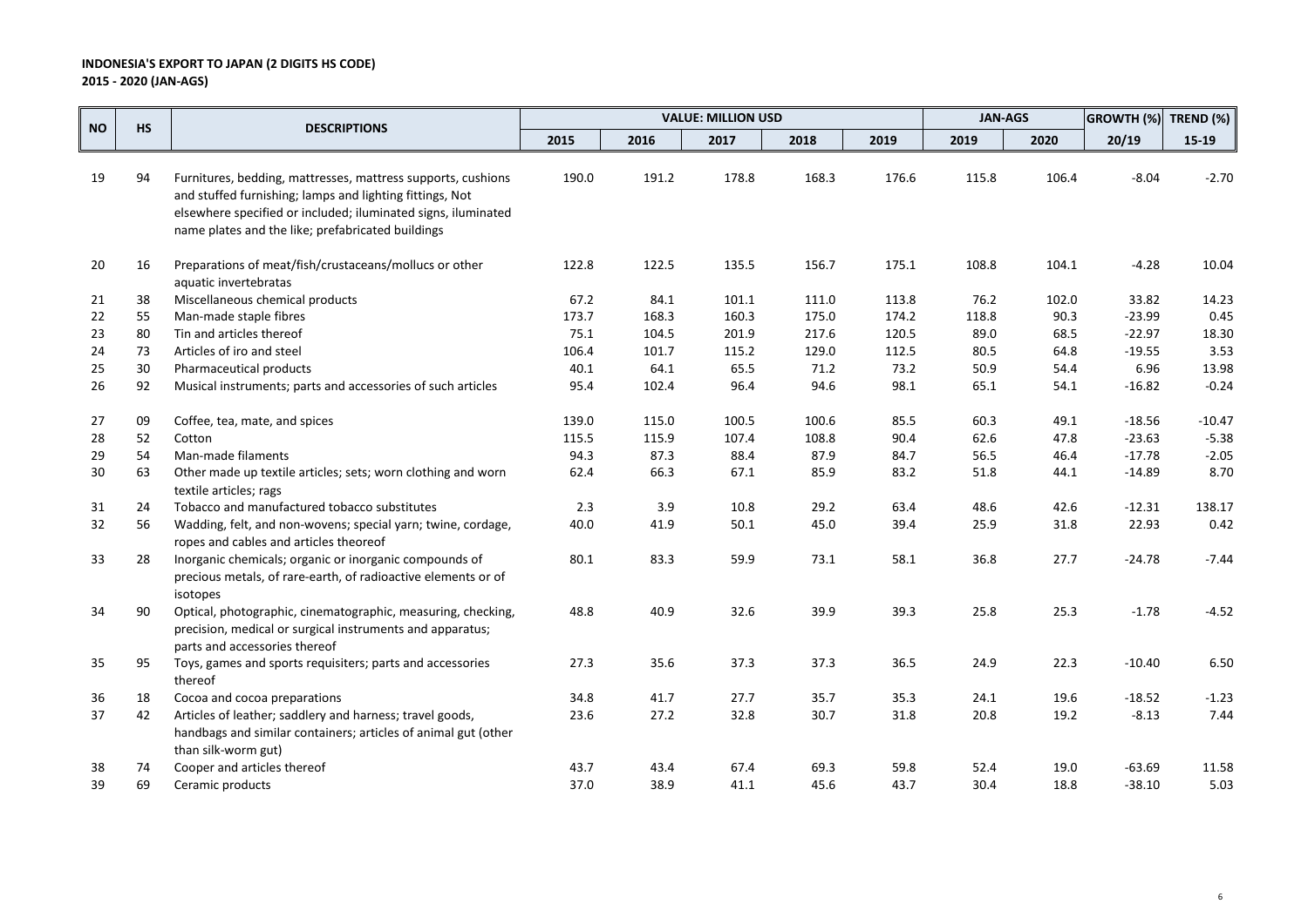**INDONESIA'S EXPORT TO JAPAN (2 DIGITS HS CODE)**
**2015 - 2020 (JAN-AGS)**

| NO | HS | DESCRIPTIONS | VALUE: MILLION USD | | | | | JAN-AGS | | GROWTH (%) | TREND (%) |
|---|---|---|---|---|---|---|---|---|---|---|---|
| | | | 2015 | 2016 | 2017 | 2018 | 2019 | 2019 | 2020 | 20/19 | 15-19 |
| 19 | 94 | Furnitures, bedding, mattresses, mattress supports, cushions and stuffed furnishing; lamps and lighting fittings, Not elsewhere specified or included; iluminated signs, iluminated name plates and the like; prefabricated buildings | 190.0 | 191.2 | 178.8 | 168.3 | 176.6 | 115.8 | 106.4 | -8.04 | -2.70 |
| 20 | 16 | Preparations of meat/fish/crustaceans/mollucs or other aquatic invertebratas | 122.8 | 122.5 | 135.5 | 156.7 | 175.1 | 108.8 | 104.1 | -4.28 | 10.04 |
| 21 | 38 | Miscellaneous chemical products | 67.2 | 84.1 | 101.1 | 111.0 | 113.8 | 76.2 | 102.0 | 33.82 | 14.23 |
| 22 | 55 | Man-made staple fibres | 173.7 | 168.3 | 160.3 | 175.0 | 174.2 | 118.8 | 90.3 | -23.99 | 0.45 |
| 23 | 80 | Tin and articles thereof | 75.1 | 104.5 | 201.9 | 217.6 | 120.5 | 89.0 | 68.5 | -22.97 | 18.30 |
| 24 | 73 | Articles of iro and steel | 106.4 | 101.7 | 115.2 | 129.0 | 112.5 | 80.5 | 64.8 | -19.55 | 3.53 |
| 25 | 30 | Pharmaceutical products | 40.1 | 64.1 | 65.5 | 71.2 | 73.2 | 50.9 | 54.4 | 6.96 | 13.98 |
| 26 | 92 | Musical instruments; parts and accessories of such articles | 95.4 | 102.4 | 96.4 | 94.6 | 98.1 | 65.1 | 54.1 | -16.82 | -0.24 |
| 27 | 09 | Coffee, tea, mate, and spices | 139.0 | 115.0 | 100.5 | 100.6 | 85.5 | 60.3 | 49.1 | -18.56 | -10.47 |
| 28 | 52 | Cotton | 115.5 | 115.9 | 107.4 | 108.8 | 90.4 | 62.6 | 47.8 | -23.63 | -5.38 |
| 29 | 54 | Man-made filaments | 94.3 | 87.3 | 88.4 | 87.9 | 84.7 | 56.5 | 46.4 | -17.78 | -2.05 |
| 30 | 63 | Other made up textile articles; sets; worn clothing and worn textile articles; rags | 62.4 | 66.3 | 67.1 | 85.9 | 83.2 | 51.8 | 44.1 | -14.89 | 8.70 |
| 31 | 24 | Tobacco and manufactured tobacco substitutes | 2.3 | 3.9 | 10.8 | 29.2 | 63.4 | 48.6 | 42.6 | -12.31 | 138.17 |
| 32 | 56 | Wadding, felt, and non-wovens; special yarn; twine, cordage, ropes and cables and articles theoreof | 40.0 | 41.9 | 50.1 | 45.0 | 39.4 | 25.9 | 31.8 | 22.93 | 0.42 |
| 33 | 28 | Inorganic chemicals; organic or inorganic compounds of precious metals, of rare-earth, of radioactive elements or of isotopes | 80.1 | 83.3 | 59.9 | 73.1 | 58.1 | 36.8 | 27.7 | -24.78 | -7.44 |
| 34 | 90 | Optical, photographic, cinematographic, measuring, checking, precision, medical or surgical instruments and apparatus; parts and accessories thereof | 48.8 | 40.9 | 32.6 | 39.9 | 39.3 | 25.8 | 25.3 | -1.78 | -4.52 |
| 35 | 95 | Toys, games and sports requisiters; parts and accessories thereof | 27.3 | 35.6 | 37.3 | 37.3 | 36.5 | 24.9 | 22.3 | -10.40 | 6.50 |
| 36 | 18 | Cocoa and cocoa preparations | 34.8 | 41.7 | 27.7 | 35.7 | 35.3 | 24.1 | 19.6 | -18.52 | -1.23 |
| 37 | 42 | Articles of leather; saddlery and harness; travel goods, handbags and similar containers; articles of animal gut (other than silk-worm gut) | 23.6 | 27.2 | 32.8 | 30.7 | 31.8 | 20.8 | 19.2 | -8.13 | 7.44 |
| 38 | 74 | Cooper and articles thereof | 43.7 | 43.4 | 67.4 | 69.3 | 59.8 | 52.4 | 19.0 | -63.69 | 11.58 |
| 39 | 69 | Ceramic products | 37.0 | 38.9 | 41.1 | 45.6 | 43.7 | 30.4 | 18.8 | -38.10 | 5.03 |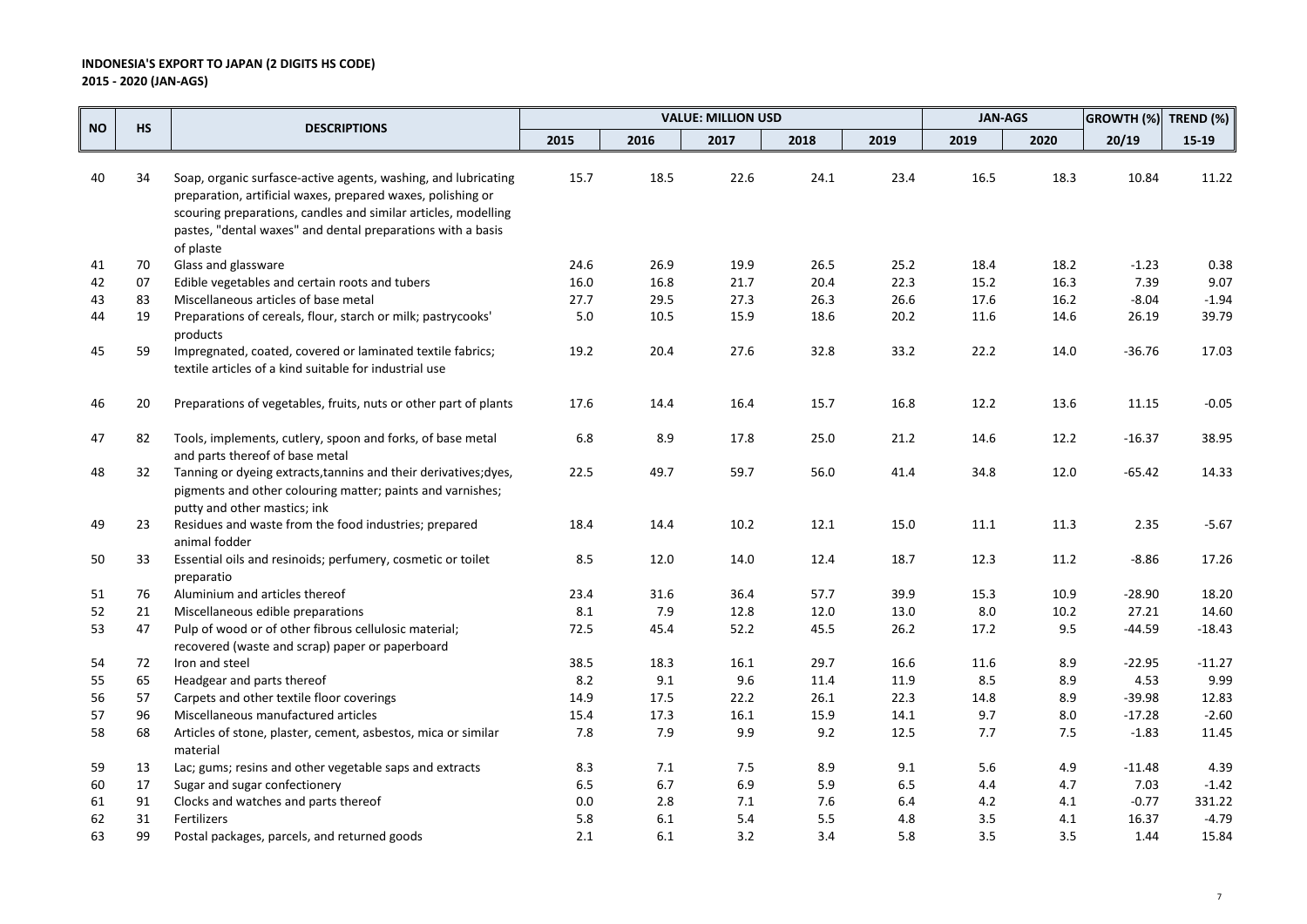**INDONESIA'S EXPORT TO JAPAN (2 DIGITS HS CODE)**
**2015 - 2020 (JAN-AGS)**

| NO | HS | DESCRIPTIONS | VALUE: MILLION USD | | | | | JAN-AGS | | GROWTH (%) | TREND (%) |
|---|---|---|---|---|---|---|---|---|---|---|---|
| | | | 2015 | 2016 | 2017 | 2018 | 2019 | 2019 | 2020 | 20/19 | 15-19 |
| 40 | 34 | Soap, organic surfasce-active agents, washing, and lubricating preparation, artificial waxes, prepared waxes, polishing or scouring preparations, candles and similar articles, modelling pastes, "dental waxes" and dental preparations with a basis of plaste | 15.7 | 18.5 | 22.6 | 24.1 | 23.4 | 16.5 | 18.3 | 10.84 | 11.22 |
| 41 | 70 | Glass and glassware | 24.6 | 26.9 | 19.9 | 26.5 | 25.2 | 18.4 | 18.2 | -1.23 | 0.38 |
| 42 | 07 | Edible vegetables and certain roots and tubers | 16.0 | 16.8 | 21.7 | 20.4 | 22.3 | 15.2 | 16.3 | 7.39 | 9.07 |
| 43 | 83 | Miscellaneous articles of base metal | 27.7 | 29.5 | 27.3 | 26.3 | 26.6 | 17.6 | 16.2 | -8.04 | -1.94 |
| 44 | 19 | Preparations of cereals, flour, starch or milk; pastrycooks' products | 5.0 | 10.5 | 15.9 | 18.6 | 20.2 | 11.6 | 14.6 | 26.19 | 39.79 |
| 45 | 59 | Impregnated, coated, covered or laminated textile fabrics; textile articles of a kind suitable for industrial use | 19.2 | 20.4 | 27.6 | 32.8 | 33.2 | 22.2 | 14.0 | -36.76 | 17.03 |
| 46 | 20 | Preparations of vegetables, fruits, nuts or other part of plants | 17.6 | 14.4 | 16.4 | 15.7 | 16.8 | 12.2 | 13.6 | 11.15 | -0.05 |
| 47 | 82 | Tools, implements, cutlery, spoon and forks, of base metal and parts thereof of base metal | 6.8 | 8.9 | 17.8 | 25.0 | 21.2 | 14.6 | 12.2 | -16.37 | 38.95 |
| 48 | 32 | Tanning or dyeing extracts,tannins and their derivatives;dyes, pigments and other colouring matter; paints and varnishes; putty and other mastics; ink | 22.5 | 49.7 | 59.7 | 56.0 | 41.4 | 34.8 | 12.0 | -65.42 | 14.33 |
| 49 | 23 | Residues and waste from the food industries; prepared animal fodder | 18.4 | 14.4 | 10.2 | 12.1 | 15.0 | 11.1 | 11.3 | 2.35 | -5.67 |
| 50 | 33 | Essential oils and resinoids; perfumery, cosmetic or toilet preparatio | 8.5 | 12.0 | 14.0 | 12.4 | 18.7 | 12.3 | 11.2 | -8.86 | 17.26 |
| 51 | 76 | Aluminium and articles thereof | 23.4 | 31.6 | 36.4 | 57.7 | 39.9 | 15.3 | 10.9 | -28.90 | 18.20 |
| 52 | 21 | Miscellaneous edible preparations | 8.1 | 7.9 | 12.8 | 12.0 | 13.0 | 8.0 | 10.2 | 27.21 | 14.60 |
| 53 | 47 | Pulp of wood or of other fibrous cellulosic material; recovered (waste and scrap) paper or paperboard | 72.5 | 45.4 | 52.2 | 45.5 | 26.2 | 17.2 | 9.5 | -44.59 | -18.43 |
| 54 | 72 | Iron and steel | 38.5 | 18.3 | 16.1 | 29.7 | 16.6 | 11.6 | 8.9 | -22.95 | -11.27 |
| 55 | 65 | Headgear and parts thereof | 8.2 | 9.1 | 9.6 | 11.4 | 11.9 | 8.5 | 8.9 | 4.53 | 9.99 |
| 56 | 57 | Carpets and other textile floor coverings | 14.9 | 17.5 | 22.2 | 26.1 | 22.3 | 14.8 | 8.9 | -39.98 | 12.83 |
| 57 | 96 | Miscellaneous manufactured articles | 15.4 | 17.3 | 16.1 | 15.9 | 14.1 | 9.7 | 8.0 | -17.28 | -2.60 |
| 58 | 68 | Articles of stone, plaster, cement, asbestos, mica or similar material | 7.8 | 7.9 | 9.9 | 9.2 | 12.5 | 7.7 | 7.5 | -1.83 | 11.45 |
| 59 | 13 | Lac; gums; resins and other vegetable saps and extracts | 8.3 | 7.1 | 7.5 | 8.9 | 9.1 | 5.6 | 4.9 | -11.48 | 4.39 |
| 60 | 17 | Sugar and sugar confectionery | 6.5 | 6.7 | 6.9 | 5.9 | 6.5 | 4.4 | 4.7 | 7.03 | -1.42 |
| 61 | 91 | Clocks and watches and parts thereof | 0.0 | 2.8 | 7.1 | 7.6 | 6.4 | 4.2 | 4.1 | -0.77 | 331.22 |
| 62 | 31 | Fertilizers | 5.8 | 6.1 | 5.4 | 5.5 | 4.8 | 3.5 | 4.1 | 16.37 | -4.79 |
| 63 | 99 | Postal packages, parcels, and returned goods | 2.1 | 6.1 | 3.2 | 3.4 | 5.8 | 3.5 | 3.5 | 1.44 | 15.84 |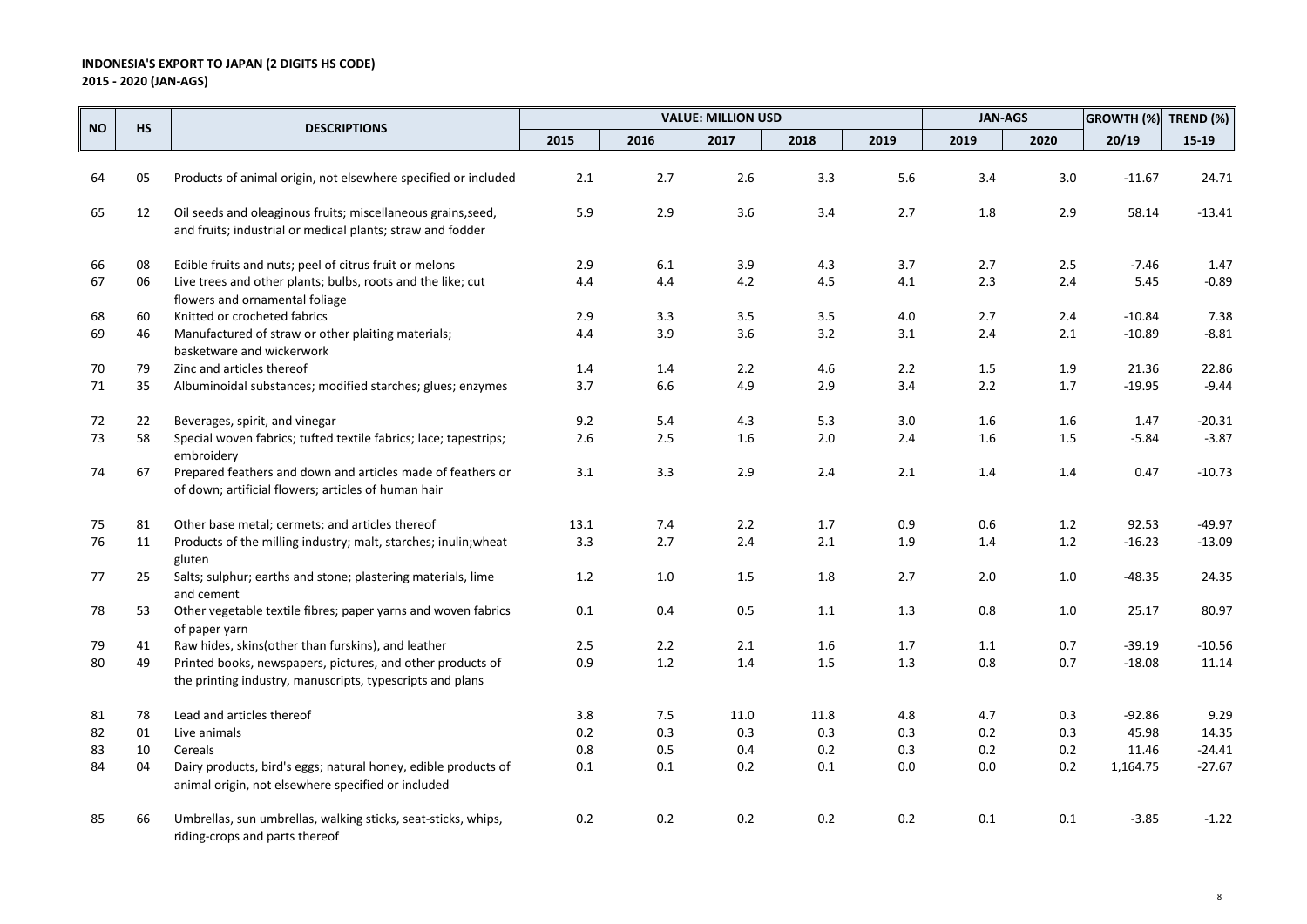**INDONESIA'S EXPORT TO JAPAN (2 DIGITS HS CODE)**
**2015 - 2020 (JAN-AGS)**

| NO | HS | DESCRIPTIONS | VALUE: MILLION USD | | | | | JAN-AGS | | GROWTH (%) | TREND (%) |
|---|---|---|---|---|---|---|---|---|---|---|---|
| | | | 2015 | 2016 | 2017 | 2018 | 2019 | 2019 | 2020 | 20/19 | 15-19 |
| 64 | 05 | Products of animal origin, not elsewhere specified or included | 2.1 | 2.7 | 2.6 | 3.3 | 5.6 | 3.4 | 3.0 | -11.67 | 24.71 |
| 65 | 12 | Oil seeds and oleaginous fruits; miscellaneous grains,seed, and fruits; industrial or medical plants; straw and fodder | 5.9 | 2.9 | 3.6 | 3.4 | 2.7 | 1.8 | 2.9 | 58.14 | -13.41 |
| 66 | 08 | Edible fruits and nuts; peel of citrus fruit or melons | 2.9 | 6.1 | 3.9 | 4.3 | 3.7 | 2.7 | 2.5 | -7.46 | 1.47 |
| 67 | 06 | Live trees and other plants; bulbs, roots and the like; cut flowers and ornamental foliage | 4.4 | 4.4 | 4.2 | 4.5 | 4.1 | 2.3 | 2.4 | 5.45 | -0.89 |
| 68 | 60 | Knitted or crocheted fabrics | 2.9 | 3.3 | 3.5 | 3.5 | 4.0 | 2.7 | 2.4 | -10.84 | 7.38 |
| 69 | 46 | Manufactured of straw or other plaiting materials; basketware and wickerwork | 4.4 | 3.9 | 3.6 | 3.2 | 3.1 | 2.4 | 2.1 | -10.89 | -8.81 |
| 70 | 79 | Zinc and articles thereof | 1.4 | 1.4 | 2.2 | 4.6 | 2.2 | 1.5 | 1.9 | 21.36 | 22.86 |
| 71 | 35 | Albuminoidal substances; modified starches; glues; enzymes | 3.7 | 6.6 | 4.9 | 2.9 | 3.4 | 2.2 | 1.7 | -19.95 | -9.44 |
| 72 | 22 | Beverages, spirit, and vinegar | 9.2 | 5.4 | 4.3 | 5.3 | 3.0 | 1.6 | 1.6 | 1.47 | -20.31 |
| 73 | 58 | Special woven fabrics; tufted textile fabrics; lace; tapestrips; embroidery | 2.6 | 2.5 | 1.6 | 2.0 | 2.4 | 1.6 | 1.5 | -5.84 | -3.87 |
| 74 | 67 | Prepared feathers and down and articles made of feathers or of down; artificial flowers; articles of human hair | 3.1 | 3.3 | 2.9 | 2.4 | 2.1 | 1.4 | 1.4 | 0.47 | -10.73 |
| 75 | 81 | Other base metal; cermets; and articles thereof | 13.1 | 7.4 | 2.2 | 1.7 | 0.9 | 0.6 | 1.2 | 92.53 | -49.97 |
| 76 | 11 | Products of the milling industry; malt, starches; inulin;wheat gluten | 3.3 | 2.7 | 2.4 | 2.1 | 1.9 | 1.4 | 1.2 | -16.23 | -13.09 |
| 77 | 25 | Salts; sulphur; earths and stone; plastering materials, lime and cement | 1.2 | 1.0 | 1.5 | 1.8 | 2.7 | 2.0 | 1.0 | -48.35 | 24.35 |
| 78 | 53 | Other vegetable textile fibres; paper yarns and woven fabrics of paper yarn | 0.1 | 0.4 | 0.5 | 1.1 | 1.3 | 0.8 | 1.0 | 25.17 | 80.97 |
| 79 | 41 | Raw hides, skins(other than furskins), and leather | 2.5 | 2.2 | 2.1 | 1.6 | 1.7 | 1.1 | 0.7 | -39.19 | -10.56 |
| 80 | 49 | Printed books, newspapers, pictures, and other products of the printing industry, manuscripts, typescripts and plans | 0.9 | 1.2 | 1.4 | 1.5 | 1.3 | 0.8 | 0.7 | -18.08 | 11.14 |
| 81 | 78 | Lead and articles thereof | 3.8 | 7.5 | 11.0 | 11.8 | 4.8 | 4.7 | 0.3 | -92.86 | 9.29 |
| 82 | 01 | Live animals | 0.2 | 0.3 | 0.3 | 0.3 | 0.3 | 0.2 | 0.3 | 45.98 | 14.35 |
| 83 | 10 | Cereals | 0.8 | 0.5 | 0.4 | 0.2 | 0.3 | 0.2 | 0.2 | 11.46 | -24.41 |
| 84 | 04 | Dairy products, bird's eggs; natural honey, edible products of animal origin, not elsewhere specified or included | 0.1 | 0.1 | 0.2 | 0.1 | 0.0 | 0.0 | 0.2 | 1,164.75 | -27.67 |
| 85 | 66 | Umbrellas, sun umbrellas, walking sticks, seat-sticks, whips, riding-crops and parts thereof | 0.2 | 0.2 | 0.2 | 0.2 | 0.2 | 0.1 | 0.1 | -3.85 | -1.22 |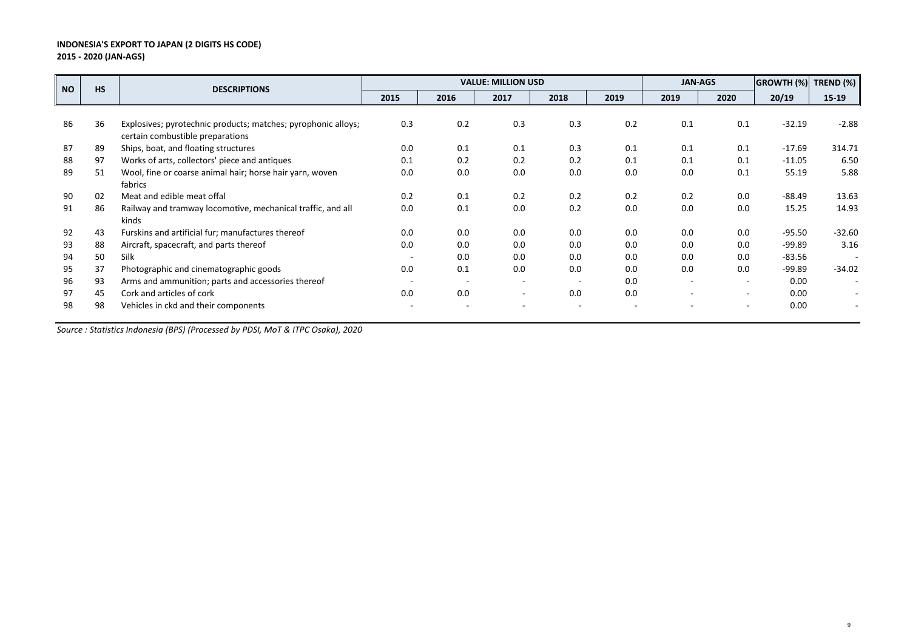**INDONESIA'S EXPORT TO JAPAN (2 DIGITS HS CODE)**
**2015 - 2020 (JAN-AGS)**

| NO | HS | DESCRIPTIONS | VALUE: MILLION USD | | | | | JAN-AGS | | GROWTH (%) | TREND (%) |
|---|---|---|---|---|---|---|---|---|---|---|---|
| | | | 2015 | 2016 | 2017 | 2018 | 2019 | 2019 | 2020 | 20/19 | 15-19 |
| 86 | 36 | Explosives; pyrotechnic products; matches; pyrophonic alloys; certain combustible preparations | 0.3 | 0.2 | 0.3 | 0.3 | 0.2 | 0.1 | 0.1 | -32.19 | -2.88 |
| 87 | 89 | Ships, boat, and floating structures | 0.0 | 0.1 | 0.1 | 0.3 | 0.1 | 0.1 | 0.1 | -17.69 | 314.71 |
| 88 | 97 | Works of arts, collectors' piece and antiques | 0.1 | 0.2 | 0.2 | 0.2 | 0.1 | 0.1 | 0.1 | -11.05 | 6.50 |
| 89 | 51 | Wool, fine or coarse animal hair; horse hair yarn, woven fabrics | 0.0 | 0.0 | 0.0 | 0.0 | 0.0 | 0.0 | 0.1 | 55.19 | 5.88 |
| 90 | 02 | Meat and edible meat offal | 0.2 | 0.1 | 0.2 | 0.2 | 0.2 | 0.2 | 0.0 | -88.49 | 13.63 |
| 91 | 86 | Railway and tramway locomotive, mechanical traffic, and all kinds | 0.0 | 0.1 | 0.0 | 0.2 | 0.0 | 0.0 | 0.0 | 15.25 | 14.93 |
| 92 | 43 | Furskins and artificial fur; manufactures thereof | 0.0 | 0.0 | 0.0 | 0.0 | 0.0 | 0.0 | 0.0 | -95.50 | -32.60 |
| 93 | 88 | Aircraft, spacecraft, and parts thereof | 0.0 | 0.0 | 0.0 | 0.0 | 0.0 | 0.0 | 0.0 | -99.89 | 3.16 |
| 94 | 50 | Silk | - | 0.0 | 0.0 | 0.0 | 0.0 | 0.0 | 0.0 | -83.56 | - |
| 95 | 37 | Photographic and cinematographic goods | 0.0 | 0.1 | 0.0 | 0.0 | 0.0 | 0.0 | 0.0 | -99.89 | -34.02 |
| 96 | 93 | Arms and ammunition; parts and accessories thereof | - | - | - | - | 0.0 | - | - | 0.00 | - |
| 97 | 45 | Cork and articles of cork | 0.0 | 0.0 | - | 0.0 | 0.0 | - | - | 0.00 | - |
| 98 | 98 | Vehicles in ckd and their components | - | - | - | - | - | - | - | 0.00 | - |

*Source : Statistics Indonesia (BPS) (Processed by PDSI, MoT & ITPC Osaka), 2020*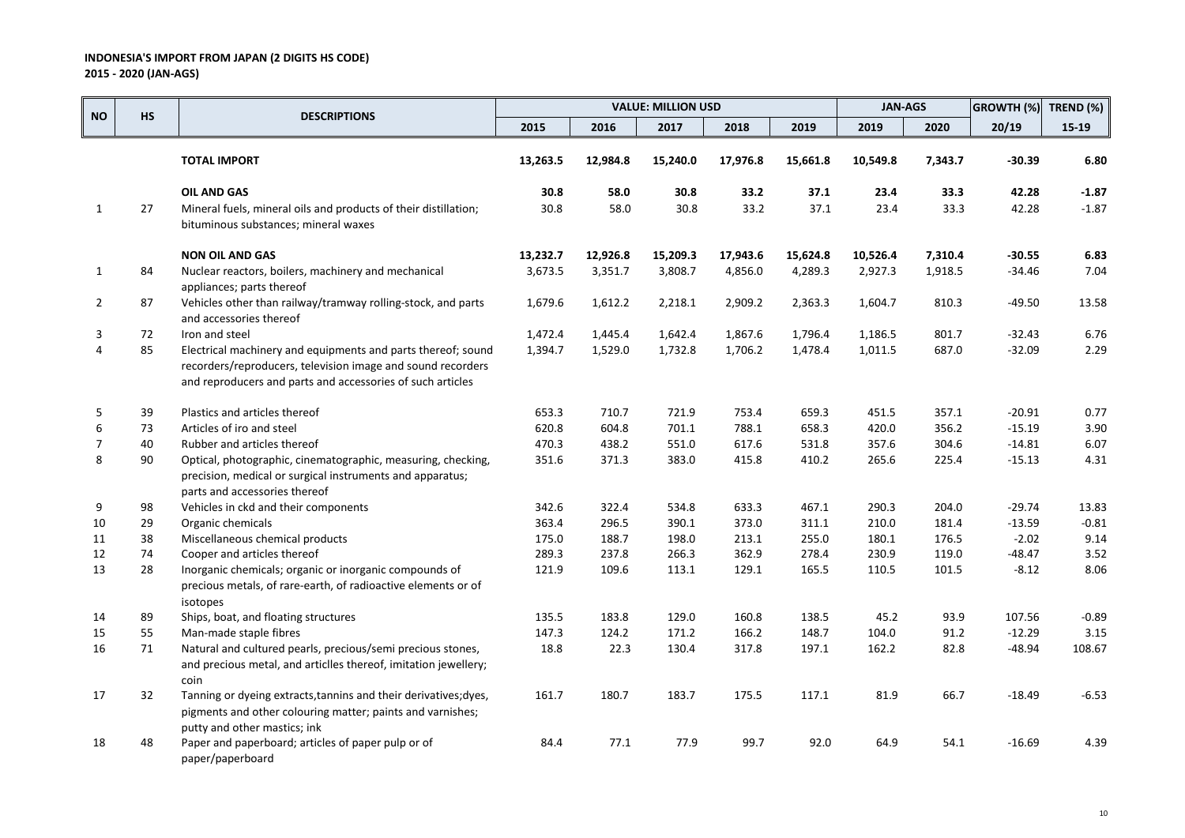**INDONESIA'S IMPORT FROM JAPAN (2 DIGITS HS CODE)**
**2015 - 2020 (JAN-AGS)**

| NO | HS | DESCRIPTIONS | VALUE: MILLION USD | | | | | JAN-AGS | | GROWTH (%) | TREND (%) |
|---|---|---|---|---|---|---|---|---|---|---|---|
| | | | 2015 | 2016 | 2017 | 2018 | 2019 | 2019 | 2020 | 20/19 | 15-19 |
| | | **TOTAL IMPORT** | **13,263.5** | **12,984.8** | **15,240.0** | **17,976.8** | **15,661.8** | **10,549.8** | **7,343.7** | **-30.39** | **6.80** |
| | | **OIL AND GAS** | **30.8** | **58.0** | **30.8** | **33.2** | **37.1** | **23.4** | **33.3** | **42.28** | **-1.87** |
| 1 | 27 | Mineral fuels, mineral oils and products of their distillation; bituminous substances; mineral waxes | 30.8 | 58.0 | 30.8 | 33.2 | 37.1 | 23.4 | 33.3 | 42.28 | -1.87 |
| | | **NON OIL AND GAS** | **13,232.7** | **12,926.8** | **15,209.3** | **17,943.6** | **15,624.8** | **10,526.4** | **7,310.4** | **-30.55** | **6.83** |
| 1 | 84 | Nuclear reactors, boilers, machinery and mechanical appliances; parts thereof | 3,673.5 | 3,351.7 | 3,808.7 | 4,856.0 | 4,289.3 | 2,927.3 | 1,918.5 | -34.46 | 7.04 |
| 2 | 87 | Vehicles other than railway/tramway rolling-stock, and parts and accessories thereof | 1,679.6 | 1,612.2 | 2,218.1 | 2,909.2 | 2,363.3 | 1,604.7 | 810.3 | -49.50 | 13.58 |
| 3 | 72 | Iron and steel | 1,472.4 | 1,445.4 | 1,642.4 | 1,867.6 | 1,796.4 | 1,186.5 | 801.7 | -32.43 | 6.76 |
| 4 | 85 | Electrical machinery and equipments and parts thereof; sound recorders/reproducers, television image and sound recorders and reproducers and parts and accessories of such articles | 1,394.7 | 1,529.0 | 1,732.8 | 1,706.2 | 1,478.4 | 1,011.5 | 687.0 | -32.09 | 2.29 |
| 5 | 39 | Plastics and articles thereof | 653.3 | 710.7 | 721.9 | 753.4 | 659.3 | 451.5 | 357.1 | -20.91 | 0.77 |
| 6 | 73 | Articles of iro and steel | 620.8 | 604.8 | 701.1 | 788.1 | 658.3 | 420.0 | 356.2 | -15.19 | 3.90 |
| 7 | 40 | Rubber and articles thereof | 470.3 | 438.2 | 551.0 | 617.6 | 531.8 | 357.6 | 304.6 | -14.81 | 6.07 |
| 8 | 90 | Optical, photographic, cinematographic, measuring, checking, precision, medical or surgical instruments and apparatus; parts and accessories thereof | 351.6 | 371.3 | 383.0 | 415.8 | 410.2 | 265.6 | 225.4 | -15.13 | 4.31 |
| 9 | 98 | Vehicles in ckd and their components | 342.6 | 322.4 | 534.8 | 633.3 | 467.1 | 290.3 | 204.0 | -29.74 | 13.83 |
| 10 | 29 | Organic chemicals | 363.4 | 296.5 | 390.1 | 373.0 | 311.1 | 210.0 | 181.4 | -13.59 | -0.81 |
| 11 | 38 | Miscellaneous chemical products | 175.0 | 188.7 | 198.0 | 213.1 | 255.0 | 180.1 | 176.5 | -2.02 | 9.14 |
| 12 | 74 | Cooper and articles thereof | 289.3 | 237.8 | 266.3 | 362.9 | 278.4 | 230.9 | 119.0 | -48.47 | 3.52 |
| 13 | 28 | Inorganic chemicals; organic or inorganic compounds of precious metals, of rare-earth, of radioactive elements or of isotopes | 121.9 | 109.6 | 113.1 | 129.1 | 165.5 | 110.5 | 101.5 | -8.12 | 8.06 |
| 14 | 89 | Ships, boat, and floating structures | 135.5 | 183.8 | 129.0 | 160.8 | 138.5 | 45.2 | 93.9 | 107.56 | -0.89 |
| 15 | 55 | Man-made staple fibres | 147.3 | 124.2 | 171.2 | 166.2 | 148.7 | 104.0 | 91.2 | -12.29 | 3.15 |
| 16 | 71 | Natural and cultured pearls, precious/semi precious stones, and precious metal, and articlles thereof, imitation jewellery; coin | 18.8 | 22.3 | 130.4 | 317.8 | 197.1 | 162.2 | 82.8 | -48.94 | 108.67 |
| 17 | 32 | Tanning or dyeing extracts,tannins and their derivatives;dyes, pigments and other colouring matter; paints and varnishes; putty and other mastics; ink | 161.7 | 180.7 | 183.7 | 175.5 | 117.1 | 81.9 | 66.7 | -18.49 | -6.53 |
| 18 | 48 | Paper and paperboard; articles of paper pulp or of paper/paperboard | 84.4 | 77.1 | 77.9 | 99.7 | 92.0 | 64.9 | 54.1 | -16.69 | 4.39 |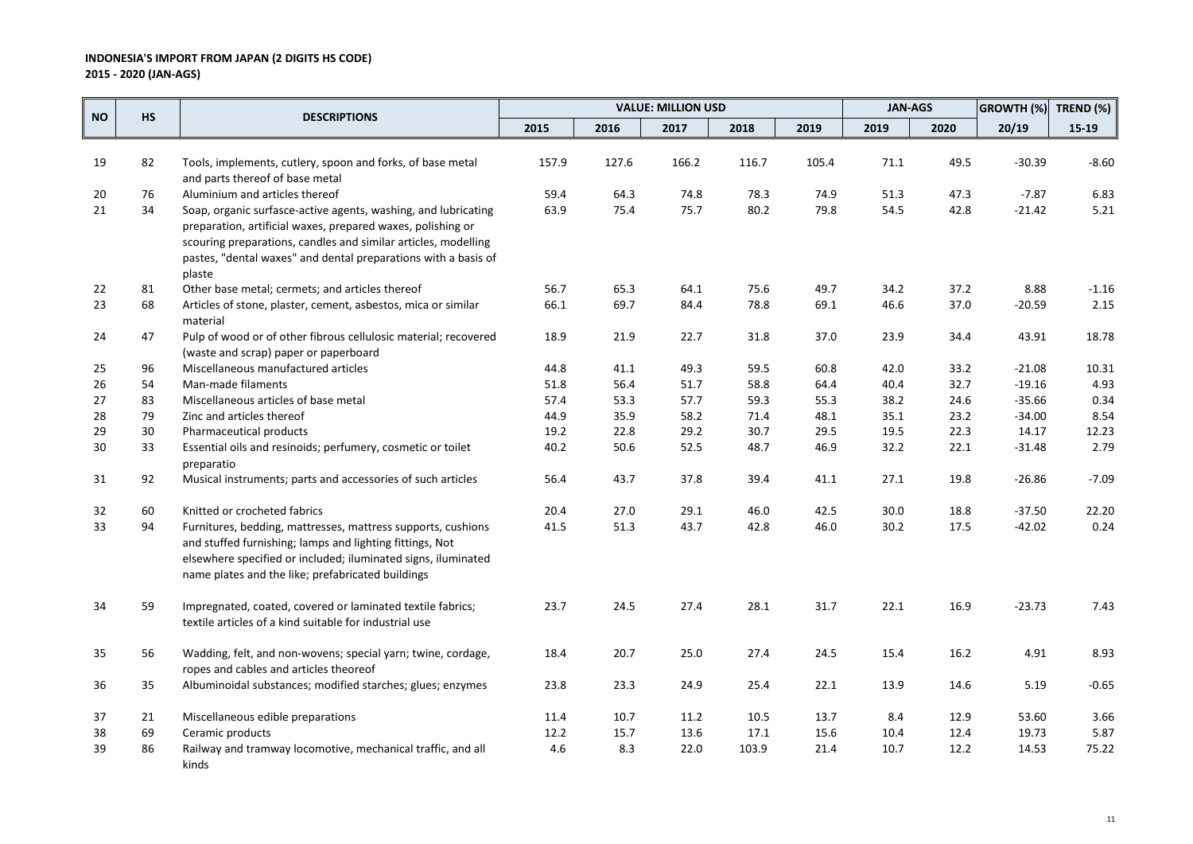**INDONESIA'S IMPORT FROM JAPAN (2 DIGITS HS CODE)**
**2015 - 2020 (JAN-AGS)**

| NO | HS | DESCRIPTIONS | VALUE: MILLION USD | | | | | JAN-AGS | | GROWTH (%) | TREND (%) |
|---|---|---|---|---|---|---|---|---|---|---|---|
| | | | 2015 | 2016 | 2017 | 2018 | 2019 | 2019 | 2020 | 20/19 | 15-19 |
| 19 | 82 | Tools, implements, cutlery, spoon and forks, of base metal and parts thereof of base metal | 157.9 | 127.6 | 166.2 | 116.7 | 105.4 | 71.1 | 49.5 | -30.39 | -8.60 |
| 20 | 76 | Aluminium and articles thereof | 59.4 | 64.3 | 74.8 | 78.3 | 74.9 | 51.3 | 47.3 | -7.87 | 6.83 |
| 21 | 34 | Soap, organic surfacse-active agents, washing, and lubricating preparation, artificial waxes, prepared waxes, polishing or scouring preparations, candles and similar articles, modelling pastes, "dental waxes" and dental preparations with a basis of plaste | 63.9 | 75.4 | 75.7 | 80.2 | 79.8 | 54.5 | 42.8 | -21.42 | 5.21 |
| 22 | 81 | Other base metal; cermets; and articles thereof | 56.7 | 65.3 | 64.1 | 75.6 | 49.7 | 34.2 | 37.2 | 8.88 | -1.16 |
| 23 | 68 | Articles of stone, plaster, cement, asbestos, mica or similar material | 66.1 | 69.7 | 84.4 | 78.8 | 69.1 | 46.6 | 37.0 | -20.59 | 2.15 |
| 24 | 47 | Pulp of wood or of other fibrous cellulosic material; recovered (waste and scrap) paper or paperboard | 18.9 | 21.9 | 22.7 | 31.8 | 37.0 | 23.9 | 34.4 | 43.91 | 18.78 |
| 25 | 96 | Miscellaneous manufactured articles | 44.8 | 41.1 | 49.3 | 59.5 | 60.8 | 42.0 | 33.2 | -21.08 | 10.31 |
| 26 | 54 | Man-made filaments | 51.8 | 56.4 | 51.7 | 58.8 | 64.4 | 40.4 | 32.7 | -19.16 | 4.93 |
| 27 | 83 | Miscellaneous articles of base metal | 57.4 | 53.3 | 57.7 | 59.3 | 55.3 | 38.2 | 24.6 | -35.66 | 0.34 |
| 28 | 79 | Zinc and articles thereof | 44.9 | 35.9 | 58.2 | 71.4 | 48.1 | 35.1 | 23.2 | -34.00 | 8.54 |
| 29 | 30 | Pharmaceutical products | 19.2 | 22.8 | 29.2 | 30.7 | 29.5 | 19.5 | 22.3 | 14.17 | 12.23 |
| 30 | 33 | Essential oils and resinoids; perfumery, cosmetic or toilet preparatio | 40.2 | 50.6 | 52.5 | 48.7 | 46.9 | 32.2 | 22.1 | -31.48 | 2.79 |
| 31 | 92 | Musical instruments; parts and accessories of such articles | 56.4 | 43.7 | 37.8 | 39.4 | 41.1 | 27.1 | 19.8 | -26.86 | -7.09 |
| 32 | 60 | Knitted or crocheted fabrics | 20.4 | 27.0 | 29.1 | 46.0 | 42.5 | 30.0 | 18.8 | -37.50 | 22.20 |
| 33 | 94 | Furnitures, bedding, mattresses, mattress supports, cushions and stuffed furnishing; lamps and lighting fittings, Not elsewhere specified or included; iluminated signs, iluminated name plates and the like; prefabricated buildings | 41.5 | 51.3 | 43.7 | 42.8 | 46.0 | 30.2 | 17.5 | -42.02 | 0.24 |
| 34 | 59 | Impregnated, coated, covered or laminated textile fabrics; textile articles of a kind suitable for industrial use | 23.7 | 24.5 | 27.4 | 28.1 | 31.7 | 22.1 | 16.9 | -23.73 | 7.43 |
| 35 | 56 | Wadding, felt, and non-wovens; special yarn; twine, cordage, ropes and cables and articles theoreof | 18.4 | 20.7 | 25.0 | 27.4 | 24.5 | 15.4 | 16.2 | 4.91 | 8.93 |
| 36 | 35 | Albuminoidal substances; modified starches; glues; enzymes | 23.8 | 23.3 | 24.9 | 25.4 | 22.1 | 13.9 | 14.6 | 5.19 | -0.65 |
| 37 | 21 | Miscellaneous edible preparations | 11.4 | 10.7 | 11.2 | 10.5 | 13.7 | 8.4 | 12.9 | 53.60 | 3.66 |
| 38 | 69 | Ceramic products | 12.2 | 15.7 | 13.6 | 17.1 | 15.6 | 10.4 | 12.4 | 19.73 | 5.87 |
| 39 | 86 | Railway and tramway locomotive, mechanical traffic, and all kinds | 4.6 | 8.3 | 22.0 | 103.9 | 21.4 | 10.7 | 12.2 | 14.53 | 75.22 |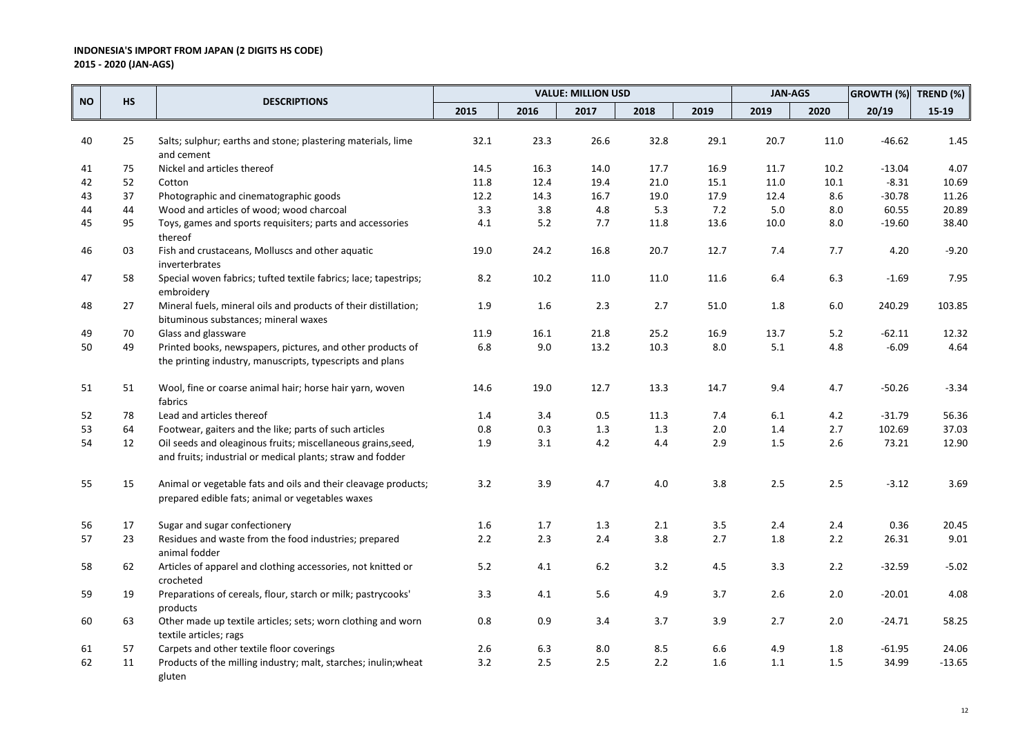**INDONESIA'S IMPORT FROM JAPAN (2 DIGITS HS CODE)**
**2015 - 2020 (JAN-AGS)**

| NO | HS | DESCRIPTIONS | VALUE: MILLION USD | | | | | JAN-AGS | | GROWTH (%) | TREND (%) |
|---|---|---|---|---|---|---|---|---|---|---|---|
| | | | 2015 | 2016 | 2017 | 2018 | 2019 | 2019 | 2020 | 20/19 | 15-19 |
| 40 | 25 | Salts; sulphur; earths and stone; plastering materials, lime and cement | 32.1 | 23.3 | 26.6 | 32.8 | 29.1 | 20.7 | 11.0 | -46.62 | 1.45 |
| 41 | 75 | Nickel and articles thereof | 14.5 | 16.3 | 14.0 | 17.7 | 16.9 | 11.7 | 10.2 | -13.04 | 4.07 |
| 42 | 52 | Cotton | 11.8 | 12.4 | 19.4 | 21.0 | 15.1 | 11.0 | 10.1 | -8.31 | 10.69 |
| 43 | 37 | Photographic and cinematographic goods | 12.2 | 14.3 | 16.7 | 19.0 | 17.9 | 12.4 | 8.6 | -30.78 | 11.26 |
| 44 | 44 | Wood and articles of wood; wood charcoal | 3.3 | 3.8 | 4.8 | 5.3 | 7.2 | 5.0 | 8.0 | 60.55 | 20.89 |
| 45 | 95 | Toys, games and sports requisiters; parts and accessories thereof | 4.1 | 5.2 | 7.7 | 11.8 | 13.6 | 10.0 | 8.0 | -19.60 | 38.40 |
| 46 | 03 | Fish and crustaceans, Molluscs and other aquatic inverterbrates | 19.0 | 24.2 | 16.8 | 20.7 | 12.7 | 7.4 | 7.7 | 4.20 | -9.20 |
| 47 | 58 | Special woven fabrics; tufted textile fabrics; lace; tapestrips; embroidery | 8.2 | 10.2 | 11.0 | 11.0 | 11.6 | 6.4 | 6.3 | -1.69 | 7.95 |
| 48 | 27 | Mineral fuels, mineral oils and products of their distillation; bituminous substances; mineral waxes | 1.9 | 1.6 | 2.3 | 2.7 | 51.0 | 1.8 | 6.0 | 240.29 | 103.85 |
| 49 | 70 | Glass and glassware | 11.9 | 16.1 | 21.8 | 25.2 | 16.9 | 13.7 | 5.2 | -62.11 | 12.32 |
| 50 | 49 | Printed books, newspapers, pictures, and other products of the printing industry, manuscripts, typescripts and plans | 6.8 | 9.0 | 13.2 | 10.3 | 8.0 | 5.1 | 4.8 | -6.09 | 4.64 |
| 51 | 51 | Wool, fine or coarse animal hair; horse hair yarn, woven fabrics | 14.6 | 19.0 | 12.7 | 13.3 | 14.7 | 9.4 | 4.7 | -50.26 | -3.34 |
| 52 | 78 | Lead and articles thereof | 1.4 | 3.4 | 0.5 | 11.3 | 7.4 | 6.1 | 4.2 | -31.79 | 56.36 |
| 53 | 64 | Footwear, gaiters and the like; parts of such articles | 0.8 | 0.3 | 1.3 | 1.3 | 2.0 | 1.4 | 2.7 | 102.69 | 37.03 |
| 54 | 12 | Oil seeds and oleaginous fruits; miscellaneous grains,seed, and fruits; industrial or medical plants; straw and fodder | 1.9 | 3.1 | 4.2 | 4.4 | 2.9 | 1.5 | 2.6 | 73.21 | 12.90 |
| 55 | 15 | Animal or vegetable fats and oils and their cleavage products; prepared edible fats; animal or vegetables waxes | 3.2 | 3.9 | 4.7 | 4.0 | 3.8 | 2.5 | 2.5 | -3.12 | 3.69 |
| 56 | 17 | Sugar and sugar confectionery | 1.6 | 1.7 | 1.3 | 2.1 | 3.5 | 2.4 | 2.4 | 0.36 | 20.45 |
| 57 | 23 | Residues and waste from the food industries; prepared animal fodder | 2.2 | 2.3 | 2.4 | 3.8 | 2.7 | 1.8 | 2.2 | 26.31 | 9.01 |
| 58 | 62 | Articles of apparel and clothing accessories, not knitted or crocheted | 5.2 | 4.1 | 6.2 | 3.2 | 4.5 | 3.3 | 2.2 | -32.59 | -5.02 |
| 59 | 19 | Preparations of cereals, flour, starch or milk; pastrycooks' products | 3.3 | 4.1 | 5.6 | 4.9 | 3.7 | 2.6 | 2.0 | -20.01 | 4.08 |
| 60 | 63 | Other made up textile articles; sets; worn clothing and worn textile articles; rags | 0.8 | 0.9 | 3.4 | 3.7 | 3.9 | 2.7 | 2.0 | -24.71 | 58.25 |
| 61 | 57 | Carpets and other textile floor coverings | 2.6 | 6.3 | 8.0 | 8.5 | 6.6 | 4.9 | 1.8 | -61.95 | 24.06 |
| 62 | 11 | Products of the milling industry; malt, starches; inulin;wheat gluten | 3.2 | 2.5 | 2.5 | 2.2 | 1.6 | 1.1 | 1.5 | 34.99 | -13.65 |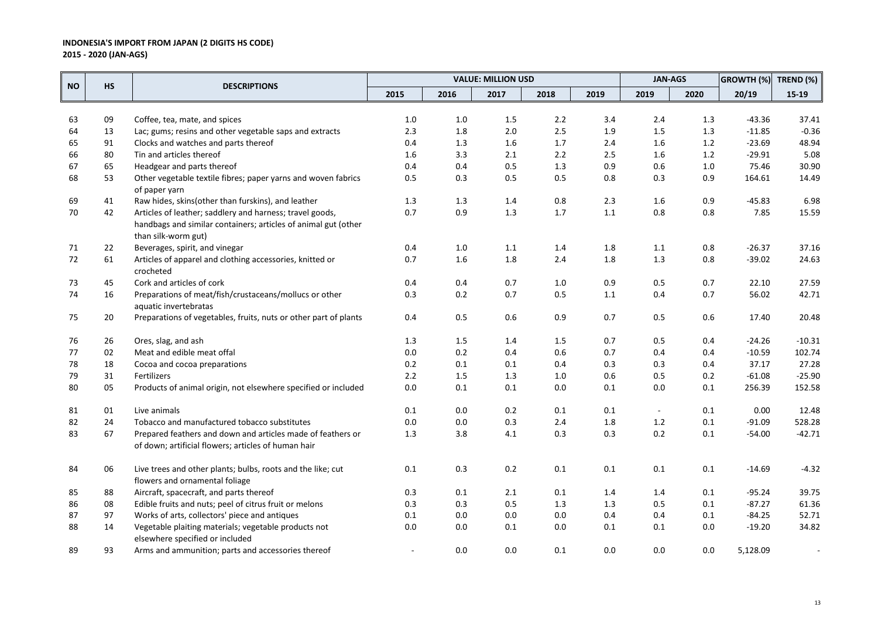**INDONESIA'S IMPORT FROM JAPAN (2 DIGITS HS CODE)**
**2015 - 2020 (JAN-AGS)**

| NO | HS | DESCRIPTIONS | VALUE: MILLION USD | | | | | JAN-AGS | | GROWTH (%) | TREND (%) |
|---|---|---|---|---|---|---|---|---|---|---|---|
| | | | 2015 | 2016 | 2017 | 2018 | 2019 | 2019 | 2020 | 20/19 | 15-19 |
| 63 | 09 | Coffee, tea, mate, and spices | 1.0 | 1.0 | 1.5 | 2.2 | 3.4 | 2.4 | 1.3 | -43.36 | 37.41 |
| 64 | 13 | Lac; gums; resins and other vegetable saps and extracts | 2.3 | 1.8 | 2.0 | 2.5 | 1.9 | 1.5 | 1.3 | -11.85 | -0.36 |
| 65 | 91 | Clocks and watches and parts thereof | 0.4 | 1.3 | 1.6 | 1.7 | 2.4 | 1.6 | 1.2 | -23.69 | 48.94 |
| 66 | 80 | Tin and articles thereof | 1.6 | 3.3 | 2.1 | 2.2 | 2.5 | 1.6 | 1.2 | -29.91 | 5.08 |
| 67 | 65 | Headgear and parts thereof | 0.4 | 0.4 | 0.5 | 1.3 | 0.9 | 0.6 | 1.0 | 75.46 | 30.90 |
| 68 | 53 | Other vegetable textile fibres; paper yarns and woven fabrics of paper yarn | 0.5 | 0.3 | 0.5 | 0.5 | 0.8 | 0.3 | 0.9 | 164.61 | 14.49 |
| 69 | 41 | Raw hides, skins(other than furskins), and leather | 1.3 | 1.3 | 1.4 | 0.8 | 2.3 | 1.6 | 0.9 | -45.83 | 6.98 |
| 70 | 42 | Articles of leather; saddlery and harness; travel goods, handbags and similar containers; articles of animal gut (other than silk-worm gut) | 0.7 | 0.9 | 1.3 | 1.7 | 1.1 | 0.8 | 0.8 | 7.85 | 15.59 |
| 71 | 22 | Beverages, spirit, and vinegar | 0.4 | 1.0 | 1.1 | 1.4 | 1.8 | 1.1 | 0.8 | -26.37 | 37.16 |
| 72 | 61 | Articles of apparel and clothing accessories, knitted or crocheted | 0.7 | 1.6 | 1.8 | 2.4 | 1.8 | 1.3 | 0.8 | -39.02 | 24.63 |
| 73 | 45 | Cork and articles of cork | 0.4 | 0.4 | 0.7 | 1.0 | 0.9 | 0.5 | 0.7 | 22.10 | 27.59 |
| 74 | 16 | Preparations of meat/fish/crustaceans/mollucs or other aquatic invertebratas | 0.3 | 0.2 | 0.7 | 0.5 | 1.1 | 0.4 | 0.7 | 56.02 | 42.71 |
| 75 | 20 | Preparations of vegetables, fruits, nuts or other part of plants | 0.4 | 0.5 | 0.6 | 0.9 | 0.7 | 0.5 | 0.6 | 17.40 | 20.48 |
| 76 | 26 | Ores, slag, and ash | 1.3 | 1.5 | 1.4 | 1.5 | 0.7 | 0.5 | 0.4 | -24.26 | -10.31 |
| 77 | 02 | Meat and edible meat offal | 0.0 | 0.2 | 0.4 | 0.6 | 0.7 | 0.4 | 0.4 | -10.59 | 102.74 |
| 78 | 18 | Cocoa and cocoa preparations | 0.2 | 0.1 | 0.1 | 0.4 | 0.3 | 0.3 | 0.4 | 37.17 | 27.28 |
| 79 | 31 | Fertilizers | 2.2 | 1.5 | 1.3 | 1.0 | 0.6 | 0.5 | 0.2 | -61.08 | -25.90 |
| 80 | 05 | Products of animal origin, not elsewhere specified or included | 0.0 | 0.1 | 0.1 | 0.0 | 0.1 | 0.0 | 0.1 | 256.39 | 152.58 |
| 81 | 01 | Live animals | 0.1 | 0.0 | 0.2 | 0.1 | 0.1 | - | 0.1 | 0.00 | 12.48 |
| 82 | 24 | Tobacco and manufactured tobacco substitutes | 0.0 | 0.0 | 0.3 | 2.4 | 1.8 | 1.2 | 0.1 | -91.09 | 528.28 |
| 83 | 67 | Prepared feathers and down and articles made of feathers or of down; artificial flowers; articles of human hair | 1.3 | 3.8 | 4.1 | 0.3 | 0.3 | 0.2 | 0.1 | -54.00 | -42.71 |
| 84 | 06 | Live trees and other plants; bulbs, roots and the like; cut flowers and ornamental foliage | 0.1 | 0.3 | 0.2 | 0.1 | 0.1 | 0.1 | 0.1 | -14.69 | -4.32 |
| 85 | 88 | Aircraft, spacecraft, and parts thereof | 0.3 | 0.1 | 2.1 | 0.1 | 1.4 | 1.4 | 0.1 | -95.24 | 39.75 |
| 86 | 08 | Edible fruits and nuts; peel of citrus fruit or melons | 0.3 | 0.3 | 0.5 | 1.3 | 1.3 | 0.5 | 0.1 | -87.27 | 61.36 |
| 87 | 97 | Works of arts, collectors' piece and antiques | 0.1 | 0.0 | 0.0 | 0.0 | 0.4 | 0.4 | 0.1 | -84.25 | 52.71 |
| 88 | 14 | Vegetable plaiting materials; vegetable products not elsewhere specified or included | 0.0 | 0.0 | 0.1 | 0.0 | 0.1 | 0.1 | 0.0 | -19.20 | 34.82 |
| 89 | 93 | Arms and ammunition; parts and accessories thereof | - | 0.0 | 0.0 | 0.1 | 0.0 | 0.0 | 0.0 | 5,128.09 | - |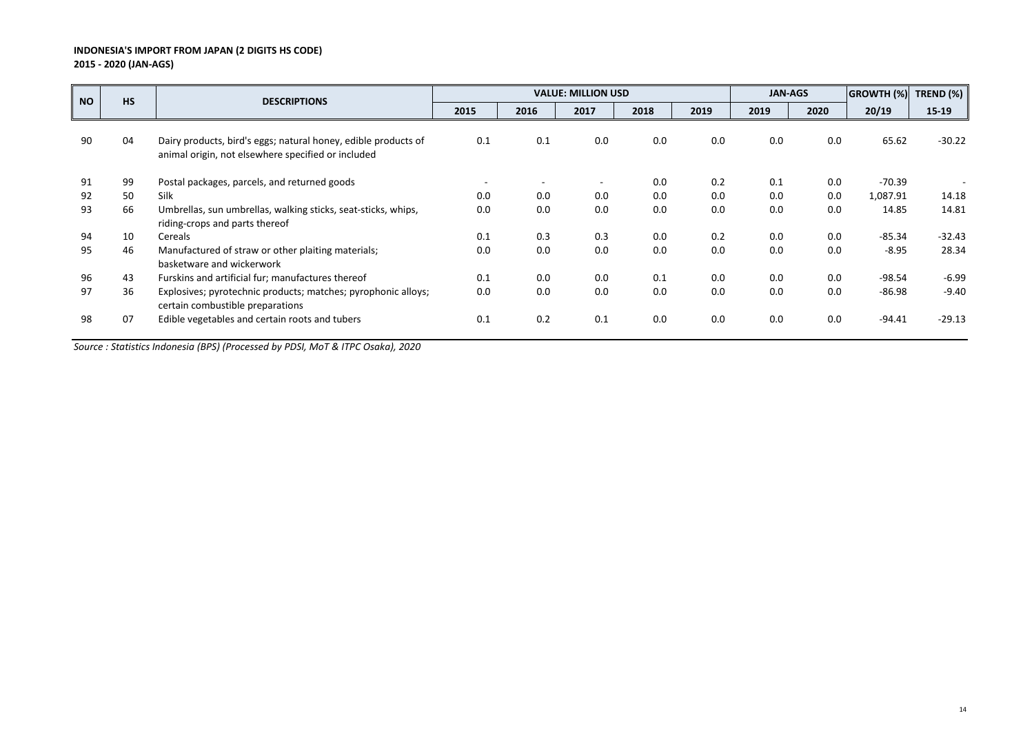**INDONESIA'S IMPORT FROM JAPAN (2 DIGITS HS CODE)**
**2015 - 2020 (JAN-AGS)**

| NO | HS | DESCRIPTIONS | VALUE: MILLION USD | | | | | JAN-AGS | | GROWTH (%) | TREND (%) |
|---|---|---|---|---|---|---|---|---|---|---|---|
| | | | 2015 | 2016 | 2017 | 2018 | 2019 | 2019 | 2020 | 20/19 | 15-19 |
| 90 | 04 | Dairy products, bird's eggs; natural honey, edible products of animal origin, not elsewhere specified or included | 0.1 | 0.1 | 0.0 | 0.0 | 0.0 | 0.0 | 0.0 | 65.62 | -30.22 |
| 91 | 99 | Postal packages, parcels, and returned goods | - | - | - | 0.0 | 0.2 | 0.1 | 0.0 | -70.39 | - |
| 92 | 50 | Silk | 0.0 | 0.0 | 0.0 | 0.0 | 0.0 | 0.0 | 0.0 | 1,087.91 | 14.18 |
| 93 | 66 | Umbrellas, sun umbrellas, walking sticks, seat-sticks, whips, riding-crops and parts thereof | 0.0 | 0.0 | 0.0 | 0.0 | 0.0 | 0.0 | 0.0 | 14.85 | 14.81 |
| 94 | 10 | Cereals | 0.1 | 0.3 | 0.3 | 0.0 | 0.2 | 0.0 | 0.0 | -85.34 | -32.43 |
| 95 | 46 | Manufactured of straw or other plaiting materials; basketware and wickerwork | 0.0 | 0.0 | 0.0 | 0.0 | 0.0 | 0.0 | 0.0 | -8.95 | 28.34 |
| 96 | 43 | Furskins and artificial fur; manufactures thereof | 0.1 | 0.0 | 0.0 | 0.1 | 0.0 | 0.0 | 0.0 | -98.54 | -6.99 |
| 97 | 36 | Explosives; pyrotechnic products; matches; pyrophonic alloys; certain combustible preparations | 0.0 | 0.0 | 0.0 | 0.0 | 0.0 | 0.0 | 0.0 | -86.98 | -9.40 |
| 98 | 07 | Edible vegetables and certain roots and tubers | 0.1 | 0.2 | 0.1 | 0.0 | 0.0 | 0.0 | 0.0 | -94.41 | -29.13 |

*Source : Statistics Indonesia (BPS) (Processed by PDSI, MoT & ITPC Osaka), 2020*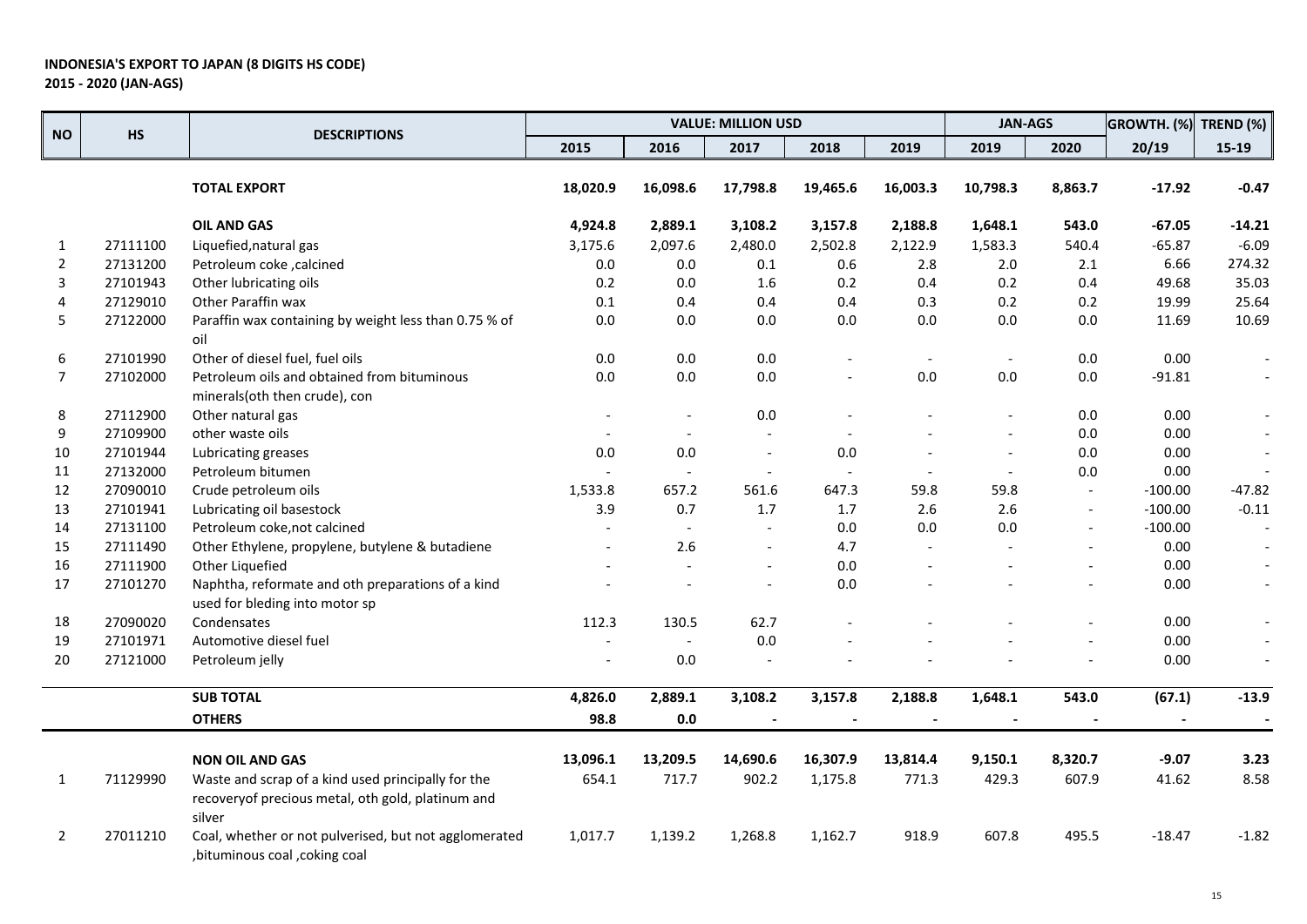**INDONESIA'S EXPORT TO JAPAN (8 DIGITS HS CODE)**
**2015 - 2020 (JAN-AGS)**

| NO | HS | DESCRIPTIONS | VALUE: MILLION USD | | | | | JAN-AGS | | GROWTH. (%) | TREND (%) |
|---|---|---|---|---|---|---|---|---|---|---|---|
| | | | 2015 | 2016 | 2017 | 2018 | 2019 | 2019 | 2020 | 20/19 | 15-19 |
| | | **TOTAL EXPORT** | **18,020.9** | **16,098.6** | **17,798.8** | **19,465.6** | **16,003.3** | **10,798.3** | **8,863.7** | **-17.92** | **-0.47** |
| | | **OIL AND GAS** | **4,924.8** | **2,889.1** | **3,108.2** | **3,157.8** | **2,188.8** | **1,648.1** | **543.0** | **-67.05** | **-14.21** |
| 1 | 27111100 | Liquefied,natural gas | 3,175.6 | 2,097.6 | 2,480.0 | 2,502.8 | 2,122.9 | 1,583.3 | 540.4 | -65.87 | -6.09 |
| 2 | 27131200 | Petroleum coke ,calcined | 0.0 | 0.0 | 0.1 | 0.6 | 2.8 | 2.0 | 2.1 | 6.66 | 274.32 |
| 3 | 27101943 | Other lubricating oils | 0.2 | 0.0 | 1.6 | 0.2 | 0.4 | 0.2 | 0.4 | 49.68 | 35.03 |
| 4 | 27129010 | Other Paraffin wax | 0.1 | 0.4 | 0.4 | 0.4 | 0.3 | 0.2 | 0.2 | 19.99 | 25.64 |
| 5 | 27122000 | Paraffin wax containing by weight less than 0.75 % of oil | 0.0 | 0.0 | 0.0 | 0.0 | 0.0 | 0.0 | 0.0 | 11.69 | 10.69 |
| 6 | 27101990 | Other of diesel fuel, fuel oils | 0.0 | 0.0 | 0.0 | - | - | - | 0.0 | 0.00 | - |
| 7 | 27102000 | Petroleum oils and obtained from bituminous minerals(oth then crude), con | 0.0 | 0.0 | 0.0 | - | 0.0 | 0.0 | 0.0 | -91.81 | - |
| 8 | 27112900 | Other natural gas | - | - | 0.0 | - | - | - | 0.0 | 0.00 | - |
| 9 | 27109900 | other waste oils | - | - | - | - | - | - | 0.0 | 0.00 | - |
| 10 | 27101944 | Lubricating greases | 0.0 | 0.0 | - | 0.0 | - | - | 0.0 | 0.00 | - |
| 11 | 27132000 | Petroleum bitumen | - | - | - | - | - | - | 0.0 | 0.00 | - |
| 12 | 27090010 | Crude petroleum oils | 1,533.8 | 657.2 | 561.6 | 647.3 | 59.8 | 59.8 | - | -100.00 | -47.82 |
| 13 | 27101941 | Lubricating oil basestock | 3.9 | 0.7 | 1.7 | 1.7 | 2.6 | 2.6 | - | -100.00 | -0.11 |
| 14 | 27131100 | Petroleum coke,not calcined | - | - | - | 0.0 | 0.0 | 0.0 | - | -100.00 | - |
| 15 | 27111490 | Other Ethylene, propylene, butylene & butadiene | - | 2.6 | - | 4.7 | - | - | - | 0.00 | - |
| 16 | 27111900 | Other Liquefied | - | - | - | 0.0 | - | - | - | 0.00 | - |
| 17 | 27101270 | Naphtha, reformate and oth preparations of a kind used for bleding into motor sp | - | - | - | 0.0 | - | - | - | 0.00 | - |
| 18 | 27090020 | Condensates | 112.3 | 130.5 | 62.7 | - | - | - | - | 0.00 | - |
| 19 | 27101971 | Automotive diesel fuel | - | - | 0.0 | - | - | - | - | 0.00 | - |
| 20 | 27121000 | Petroleum jelly | - | 0.0 | - | - | - | - | - | 0.00 | - |
| | | **SUB TOTAL** | **4,826.0** | **2,889.1** | **3,108.2** | **3,157.8** | **2,188.8** | **1,648.1** | **543.0** | **(67.1)** | **-13.9** |
| | | **OTHERS** | **98.8** | **0.0** | **-** | **-** | **-** | **-** | **-** | **-** | **-** |
| | | **NON OIL AND GAS** | **13,096.1** | **13,209.5** | **14,690.6** | **16,307.9** | **13,814.4** | **9,150.1** | **8,320.7** | **-9.07** | **3.23** |
| 1 | 71129990 | Waste and scrap of a kind used principally for the recoveryof precious metal, oth gold, platinum and silver | 654.1 | 717.7 | 902.2 | 1,175.8 | 771.3 | 429.3 | 607.9 | 41.62 | 8.58 |
| 2 | 27011210 | Coal, whether or not pulverised, but not agglomerated ,bituminous coal ,coking coal | 1,017.7 | 1,139.2 | 1,268.8 | 1,162.7 | 918.9 | 607.8 | 495.5 | -18.47 | -1.82 |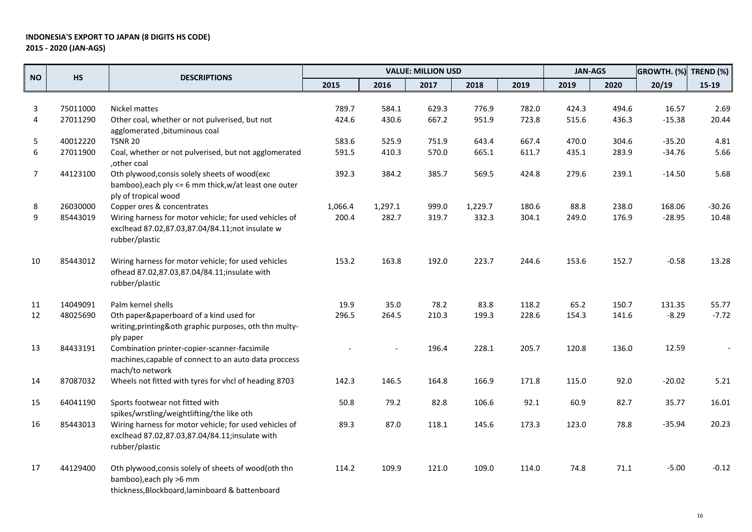**INDONESIA'S EXPORT TO JAPAN (8 DIGITS HS CODE)**
**2015 - 2020 (JAN-AGS)**

| NO | HS | DESCRIPTIONS | VALUE: MILLION USD | | | | | JAN-AGS | | GROWTH. (%) | TREND (%) |
|---|---|---|---|---|---|---|---|---|---|---|---|
| | | | 2015 | 2016 | 2017 | 2018 | 2019 | 2019 | 2020 | 20/19 | 15-19 |
| 3 | 75011000 | Nickel mattes | 789.7 | 584.1 | 629.3 | 776.9 | 782.0 | 424.3 | 494.6 | 16.57 | 2.69 |
| 4 | 27011290 | Other coal, whether or not pulverised, but not agglomerated ,bituminous coal | 424.6 | 430.6 | 667.2 | 951.9 | 723.8 | 515.6 | 436.3 | -15.38 | 20.44 |
| 5 | 40012220 | TSNR 20 | 583.6 | 525.9 | 751.9 | 643.4 | 667.4 | 470.0 | 304.6 | -35.20 | 4.81 |
| 6 | 27011900 | Coal, whether or not pulverised, but not agglomerated ,other coal | 591.5 | 410.3 | 570.0 | 665.1 | 611.7 | 435.1 | 283.9 | -34.76 | 5.66 |
| 7 | 44123100 | Oth plywood,consis solely sheets of wood(exc bamboo),each ply <= 6 mm thick,w/at least one outer ply of tropical wood | 392.3 | 384.2 | 385.7 | 569.5 | 424.8 | 279.6 | 239.1 | -14.50 | 5.68 |
| 8 | 26030000 | Copper ores & concentrates | 1,066.4 | 1,297.1 | 999.0 | 1,229.7 | 180.6 | 88.8 | 238.0 | 168.06 | -30.26 |
| 9 | 85443019 | Wiring harness for motor vehicle; for used vehicles of exclhead 87.02,87.03,87.04/84.11;not insulate w rubber/plastic | 200.4 | 282.7 | 319.7 | 332.3 | 304.1 | 249.0 | 176.9 | -28.95 | 10.48 |
| 10 | 85443012 | Wiring harness for motor vehicle; for used vehicles ofhead 87.02,87.03,87.04/84.11;insulate with rubber/plastic | 153.2 | 163.8 | 192.0 | 223.7 | 244.6 | 153.6 | 152.7 | -0.58 | 13.28 |
| 11 | 14049091 | Palm kernel shells | 19.9 | 35.0 | 78.2 | 83.8 | 118.2 | 65.2 | 150.7 | 131.35 | 55.77 |
| 12 | 48025690 | Oth paper&paperboard of a kind used for writing,printing&oth graphic purposes, oth thn multy-ply paper | 296.5 | 264.5 | 210.3 | 199.3 | 228.6 | 154.3 | 141.6 | -8.29 | -7.72 |
| 13 | 84433191 | Combination printer-copier-scanner-facsimile machines,capable of connect to an auto data proccess mach/to network | - | - | 196.4 | 228.1 | 205.7 | 120.8 | 136.0 | 12.59 | - |
| 14 | 87087032 | Wheels not fitted with tyres for vhcl of heading 8703 | 142.3 | 146.5 | 164.8 | 166.9 | 171.8 | 115.0 | 92.0 | -20.02 | 5.21 |
| 15 | 64041190 | Sports footwear not fitted with spikes/wrstling/weightlifting/the like oth | 50.8 | 79.2 | 82.8 | 106.6 | 92.1 | 60.9 | 82.7 | 35.77 | 16.01 |
| 16 | 85443013 | Wiring harness for motor vehicle; for used vehicles of exclhead 87.02,87.03,87.04/84.11;insulate with rubber/plastic | 89.3 | 87.0 | 118.1 | 145.6 | 173.3 | 123.0 | 78.8 | -35.94 | 20.23 |
| 17 | 44129400 | Oth plywood,consis solely of sheets of wood(oth thn bamboo),each ply >6 mm thickness,Blockboard,laminboard & battenboard | 114.2 | 109.9 | 121.0 | 109.0 | 114.0 | 74.8 | 71.1 | -5.00 | -0.12 |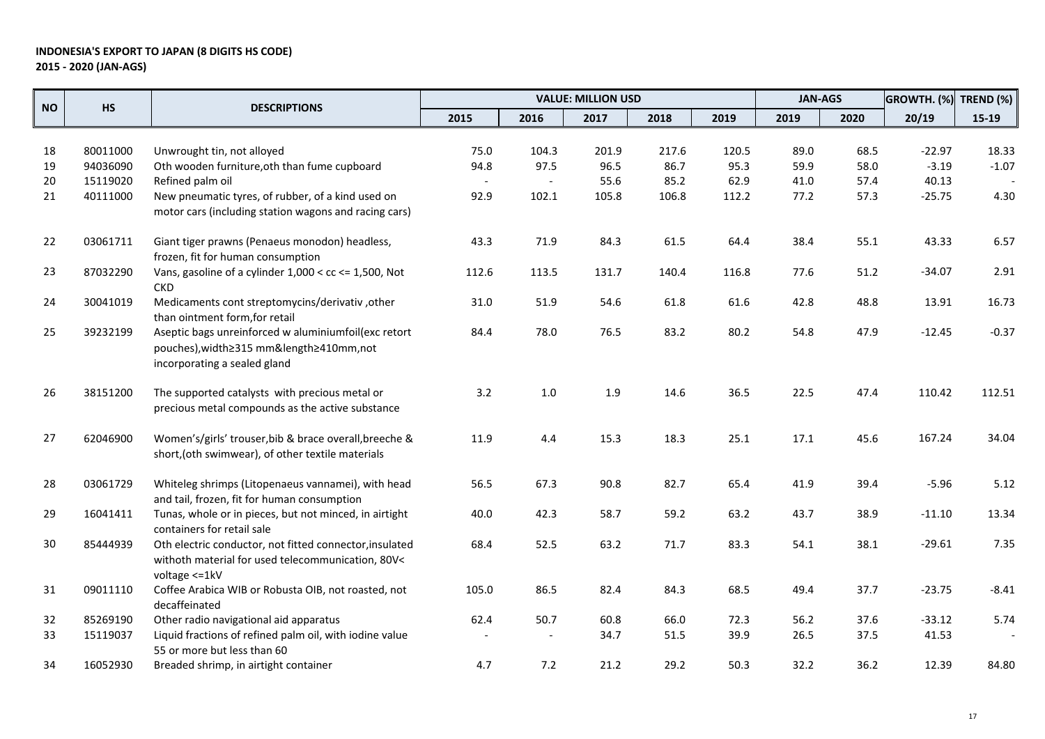**INDONESIA'S EXPORT TO JAPAN (8 DIGITS HS CODE)**
**2015 - 2020 (JAN-AGS)**

| NO | HS | DESCRIPTIONS | VALUE: MILLION USD | | | | | JAN-AGS | | GROWTH. (%) | TREND (%) |
|---|---|---|---|---|---|---|---|---|---|---|---|
| | | | 2015 | 2016 | 2017 | 2018 | 2019 | 2019 | 2020 | 20/19 | 15-19 |
| 18 | 80011000 | Unwrought tin, not alloyed | 75.0 | 104.3 | 201.9 | 217.6 | 120.5 | 89.0 | 68.5 | -22.97 | 18.33 |
| 19 | 94036090 | Oth wooden furniture,oth than fume cupboard | 94.8 | 97.5 | 96.5 | 86.7 | 95.3 | 59.9 | 58.0 | -3.19 | -1.07 |
| 20 | 15119020 | Refined palm oil | - | - | 55.6 | 85.2 | 62.9 | 41.0 | 57.4 | 40.13 | - |
| 21 | 40111000 | New pneumatic tyres, of rubber, of a kind used on motor cars (including station wagons and racing cars) | 92.9 | 102.1 | 105.8 | 106.8 | 112.2 | 77.2 | 57.3 | -25.75 | 4.30 |
| 22 | 03061711 | Giant tiger prawns (Penaeus monodon) headless, frozen, fit for human consumption | 43.3 | 71.9 | 84.3 | 61.5 | 64.4 | 38.4 | 55.1 | 43.33 | 6.57 |
| 23 | 87032290 | Vans, gasoline of a cylinder 1,000 < cc <= 1,500, Not CKD | 112.6 | 113.5 | 131.7 | 140.4 | 116.8 | 77.6 | 51.2 | -34.07 | 2.91 |
| 24 | 30041019 | Medicaments cont streptomycins/derivativ ,other than ointment form,for retail | 31.0 | 51.9 | 54.6 | 61.8 | 61.6 | 42.8 | 48.8 | 13.91 | 16.73 |
| 25 | 39232199 | Aseptic bags unreinforced w aluminiumfoil(exc retort pouches),width≥315 mm&length≥410mm,not incorporating a sealed gland | 84.4 | 78.0 | 76.5 | 83.2 | 80.2 | 54.8 | 47.9 | -12.45 | -0.37 |
| 26 | 38151200 | The supported catalysts with precious metal or precious metal compounds as the active substance | 3.2 | 1.0 | 1.9 | 14.6 | 36.5 | 22.5 | 47.4 | 110.42 | 112.51 |
| 27 | 62046900 | Women's/girls' trouser,bib & brace overall,breeche & short,(oth swimwear), of other textile materials | 11.9 | 4.4 | 15.3 | 18.3 | 25.1 | 17.1 | 45.6 | 167.24 | 34.04 |
| 28 | 03061729 | Whiteleg shrimps (Litopenaeus vannamei), with head and tail, frozen, fit for human consumption | 56.5 | 67.3 | 90.8 | 82.7 | 65.4 | 41.9 | 39.4 | -5.96 | 5.12 |
| 29 | 16041411 | Tunas, whole or in pieces, but not minced, in airtight containers for retail sale | 40.0 | 42.3 | 58.7 | 59.2 | 63.2 | 43.7 | 38.9 | -11.10 | 13.34 |
| 30 | 85444939 | Oth electric conductor, not fitted connector,insulated withoth material for used telecommunication, 80V< voltage <=1kV | 68.4 | 52.5 | 63.2 | 71.7 | 83.3 | 54.1 | 38.1 | -29.61 | 7.35 |
| 31 | 09011110 | Coffee Arabica WIB or Robusta OIB, not roasted, not decaffeinated | 105.0 | 86.5 | 82.4 | 84.3 | 68.5 | 49.4 | 37.7 | -23.75 | -8.41 |
| 32 | 85269190 | Other radio navigational aid apparatus | 62.4 | 50.7 | 60.8 | 66.0 | 72.3 | 56.2 | 37.6 | -33.12 | 5.74 |
| 33 | 15119037 | Liquid fractions of refined palm oil, with iodine value 55 or more but less than 60 | - | - | 34.7 | 51.5 | 39.9 | 26.5 | 37.5 | 41.53 | - |
| 34 | 16052930 | Breaded shrimp, in airtight container | 4.7 | 7.2 | 21.2 | 29.2 | 50.3 | 32.2 | 36.2 | 12.39 | 84.80 |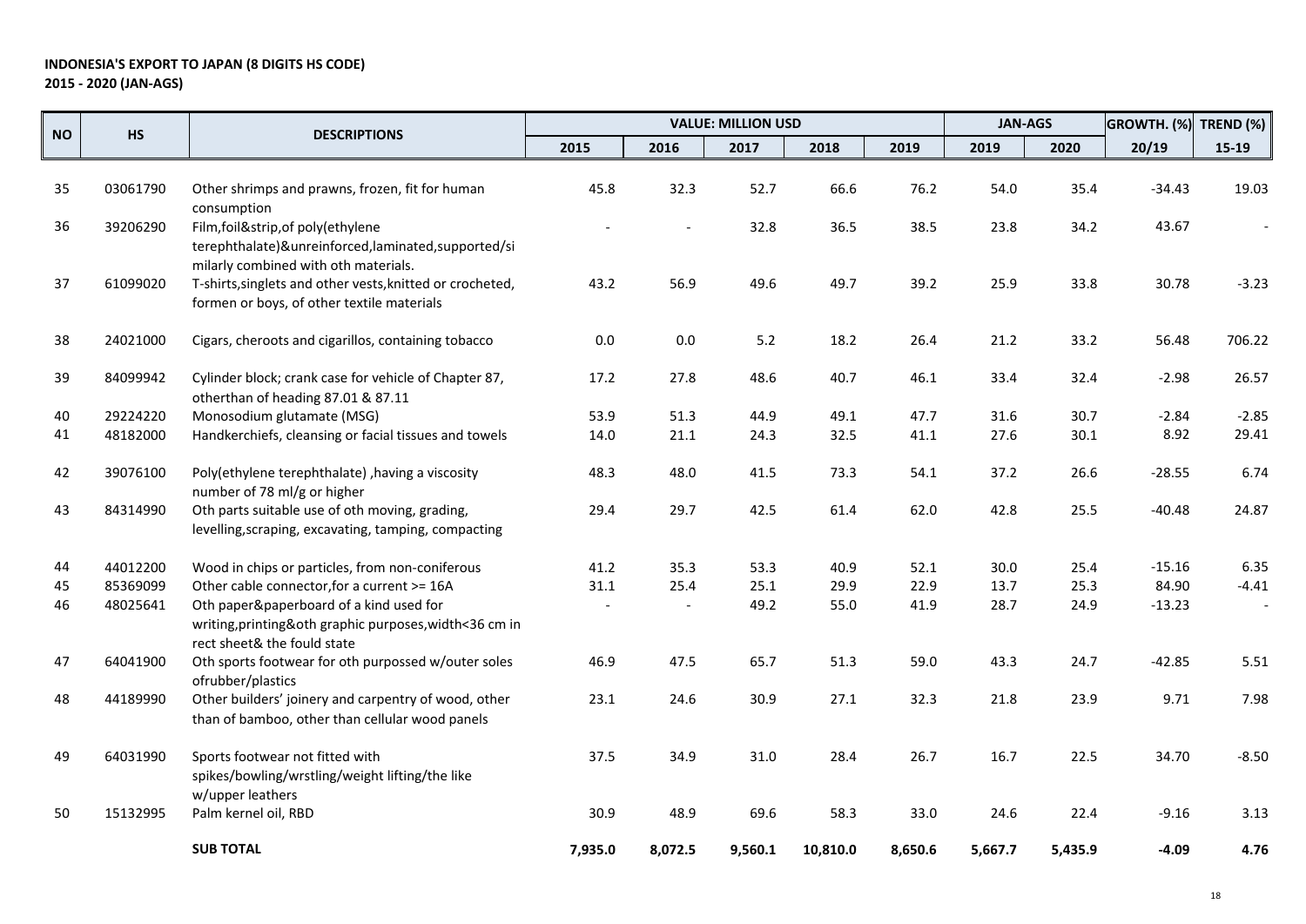**INDONESIA'S EXPORT TO JAPAN (8 DIGITS HS CODE)**
**2015 - 2020 (JAN-AGS)**

| NO | HS | DESCRIPTIONS | VALUE: MILLION USD | | | | | JAN-AGS | | GROWTH. (%) | TREND (%) |
|---|---|---|---|---|---|---|---|---|---|---|---|
| | | | 2015 | 2016 | 2017 | 2018 | 2019 | 2019 | 2020 | 20/19 | 15-19 |
| 35 | 03061790 | Other shrimps and prawns, frozen, fit for human consumption | 45.8 | 32.3 | 52.7 | 66.6 | 76.2 | 54.0 | 35.4 | -34.43 | 19.03 |
| 36 | 39206290 | Film,foil&strip,of poly(ethylene terephthalate)&unreinforced,laminated,supported/similarly combined with oth materials. | - | - | 32.8 | 36.5 | 38.5 | 23.8 | 34.2 | 43.67 | - |
| 37 | 61099020 | T-shirts,singlets and other vests,knitted or crocheted, formen or boys, of other textile materials | 43.2 | 56.9 | 49.6 | 49.7 | 39.2 | 25.9 | 33.8 | 30.78 | -3.23 |
| 38 | 24021000 | Cigars, cheroots and cigarillos, containing tobacco | 0.0 | 0.0 | 5.2 | 18.2 | 26.4 | 21.2 | 33.2 | 56.48 | 706.22 |
| 39 | 84099942 | Cylinder block; crank case for vehicle of Chapter 87, otherthan of heading 87.01 & 87.11 | 17.2 | 27.8 | 48.6 | 40.7 | 46.1 | 33.4 | 32.4 | -2.98 | 26.57 |
| 40 | 29224220 | Monosodium glutamate (MSG) | 53.9 | 51.3 | 44.9 | 49.1 | 47.7 | 31.6 | 30.7 | -2.84 | -2.85 |
| 41 | 48182000 | Handkerchiefs, cleansing or facial tissues and towels | 14.0 | 21.1 | 24.3 | 32.5 | 41.1 | 27.6 | 30.1 | 8.92 | 29.41 |
| 42 | 39076100 | Poly(ethylene terephthalate) ,having a viscosity number of 78 ml/g or higher | 48.3 | 48.0 | 41.5 | 73.3 | 54.1 | 37.2 | 26.6 | -28.55 | 6.74 |
| 43 | 84314990 | Oth parts suitable use of oth moving, grading, levelling,scraping, excavating, tamping, compacting | 29.4 | 29.7 | 42.5 | 61.4 | 62.0 | 42.8 | 25.5 | -40.48 | 24.87 |
| 44 | 44012200 | Wood in chips or particles, from non-coniferous | 41.2 | 35.3 | 53.3 | 40.9 | 52.1 | 30.0 | 25.4 | -15.16 | 6.35 |
| 45 | 85369099 | Other cable connector,for a current >= 16A | 31.1 | 25.4 | 25.1 | 29.9 | 22.9 | 13.7 | 25.3 | 84.90 | -4.41 |
| 46 | 48025641 | Oth paper&paperboard of a kind used for writing,printing&oth graphic purposes,width<36 cm in rect sheet& the fould state | - | - | 49.2 | 55.0 | 41.9 | 28.7 | 24.9 | -13.23 | - |
| 47 | 64041900 | Oth sports footwear for oth purpossed w/outer soles ofrubber/plastics | 46.9 | 47.5 | 65.7 | 51.3 | 59.0 | 43.3 | 24.7 | -42.85 | 5.51 |
| 48 | 44189990 | Other builders' joinery and carpentry of wood, other than of bamboo, other than cellular wood panels | 23.1 | 24.6 | 30.9 | 27.1 | 32.3 | 21.8 | 23.9 | 9.71 | 7.98 |
| 49 | 64031990 | Sports footwear not fitted with spikes/bowling/wrstling/weight lifting/the like w/upper leathers | 37.5 | 34.9 | 31.0 | 28.4 | 26.7 | 16.7 | 22.5 | 34.70 | -8.50 |
| 50 | 15132995 | Palm kernel oil, RBD | 30.9 | 48.9 | 69.6 | 58.3 | 33.0 | 24.6 | 22.4 | -9.16 | 3.13 |
| | | **SUB TOTAL** | **7,935.0** | **8,072.5** | **9,560.1** | **10,810.0** | **8,650.6** | **5,667.7** | **5,435.9** | **-4.09** | **4.76** |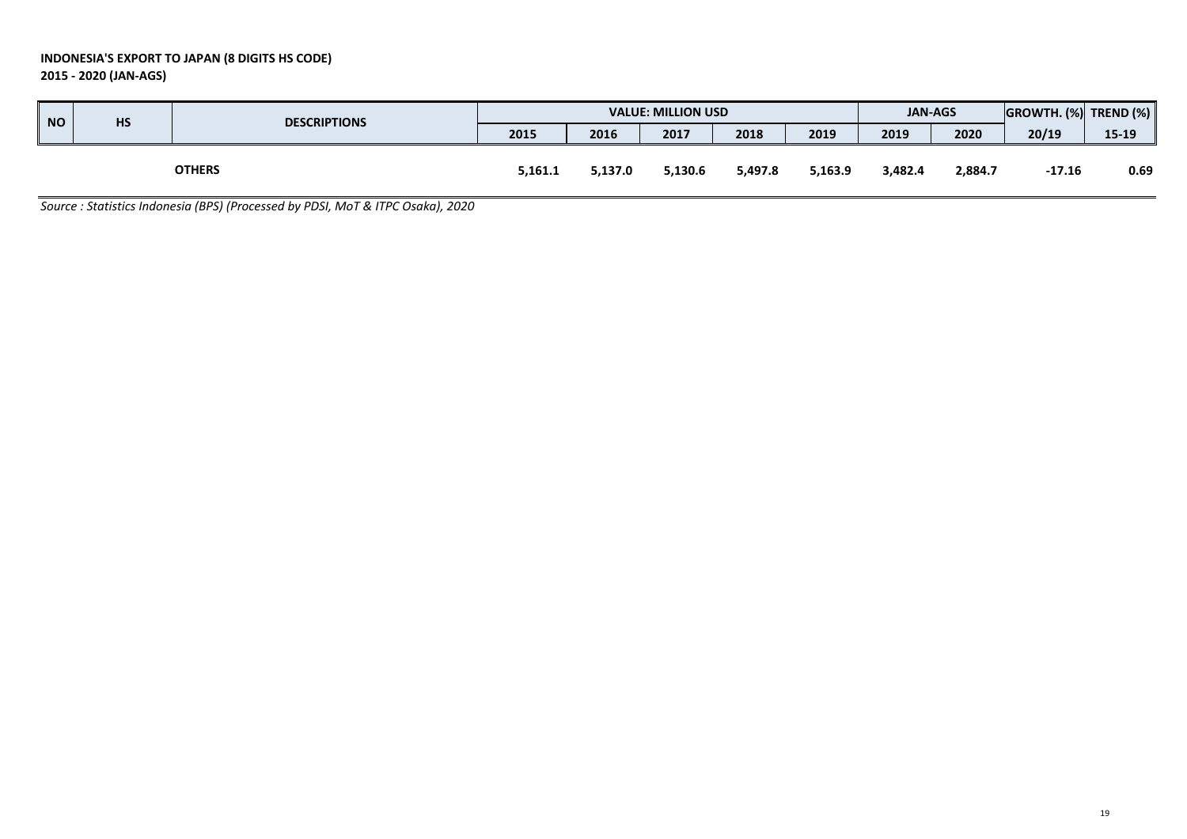**INDONESIA'S EXPORT TO JAPAN (8 DIGITS HS CODE)**
**2015 - 2020 (JAN-AGS)**

| NO | HS | DESCRIPTIONS | VALUE: MILLION USD | | | | | JAN-AGS | | GROWTH. (%) | TREND (%) |
|---|---|---|---|---|---|---|---|---|---|---|---|
| | | | 2015 | 2016 | 2017 | 2018 | 2019 | 2019 | 2020 | 20/19 | 15-19 |
| | | **OTHERS** | **5,161.1** | **5,137.0** | **5,130.6** | **5,497.8** | **5,163.9** | **3,482.4** | **2,884.7** | **-17.16** | **0.69** |

*Source : Statistics Indonesia (BPS) (Processed by PDSI, MoT & ITPC Osaka), 2020*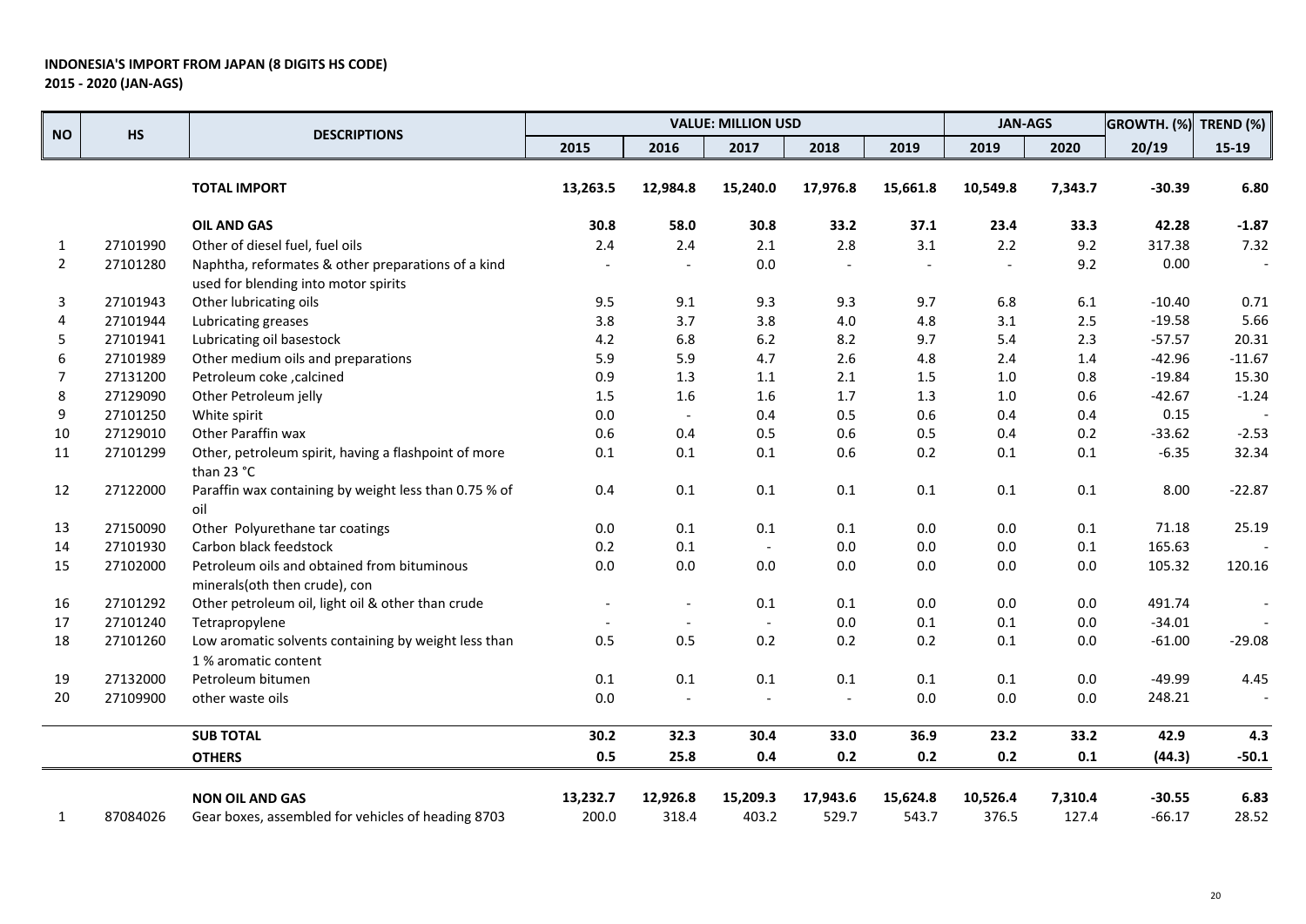**INDONESIA'S IMPORT FROM JAPAN (8 DIGITS HS CODE)**
**2015 - 2020 (JAN-AGS)**

| NO | HS | DESCRIPTIONS | VALUE: MILLION USD | | | | | JAN-AGS | | GROWTH. (%) | TREND (%) |
|---|---|---|---|---|---|---|---|---|---|---|---|
| | | | 2015 | 2016 | 2017 | 2018 | 2019 | 2019 | 2020 | 20/19 | 15-19 |
| | | **TOTAL IMPORT** | **13,263.5** | **12,984.8** | **15,240.0** | **17,976.8** | **15,661.8** | **10,549.8** | **7,343.7** | **-30.39** | **6.80** |
| | | **OIL AND GAS** | **30.8** | **58.0** | **30.8** | **33.2** | **37.1** | **23.4** | **33.3** | **42.28** | **-1.87** |
| 1 | 27101990 | Other of diesel fuel, fuel oils | 2.4 | 2.4 | 2.1 | 2.8 | 3.1 | 2.2 | 9.2 | 317.38 | 7.32 |
| 2 | 27101280 | Naphtha, reformates & other preparations of a kind used for blending into motor spirits | - | - | 0.0 | - | - | - | 9.2 | 0.00 | - |
| 3 | 27101943 | Other lubricating oils | 9.5 | 9.1 | 9.3 | 9.3 | 9.7 | 6.8 | 6.1 | -10.40 | 0.71 |
| 4 | 27101944 | Lubricating greases | 3.8 | 3.7 | 3.8 | 4.0 | 4.8 | 3.1 | 2.5 | -19.58 | 5.66 |
| 5 | 27101941 | Lubricating oil basestock | 4.2 | 6.8 | 6.2 | 8.2 | 9.7 | 5.4 | 2.3 | -57.57 | 20.31 |
| 6 | 27101989 | Other medium oils and preparations | 5.9 | 5.9 | 4.7 | 2.6 | 4.8 | 2.4 | 1.4 | -42.96 | -11.67 |
| 7 | 27131200 | Petroleum coke ,calcined | 0.9 | 1.3 | 1.1 | 2.1 | 1.5 | 1.0 | 0.8 | -19.84 | 15.30 |
| 8 | 27129090 | Other Petroleum jelly | 1.5 | 1.6 | 1.6 | 1.7 | 1.3 | 1.0 | 0.6 | -42.67 | -1.24 |
| 9 | 27101250 | White spirit | 0.0 | - | 0.4 | 0.5 | 0.6 | 0.4 | 0.4 | 0.15 | - |
| 10 | 27129010 | Other Paraffin wax | 0.6 | 0.4 | 0.5 | 0.6 | 0.5 | 0.4 | 0.2 | -33.62 | -2.53 |
| 11 | 27101299 | Other, petroleum spirit, having a flashpoint of more than 23 °C | 0.1 | 0.1 | 0.1 | 0.6 | 0.2 | 0.1 | 0.1 | -6.35 | 32.34 |
| 12 | 27122000 | Paraffin wax containing by weight less than 0.75 % of oil | 0.4 | 0.1 | 0.1 | 0.1 | 0.1 | 0.1 | 0.1 | 8.00 | -22.87 |
| 13 | 27150090 | Other Polyurethane tar coatings | 0.0 | 0.1 | 0.1 | 0.1 | 0.0 | 0.0 | 0.1 | 71.18 | 25.19 |
| 14 | 27101930 | Carbon black feedstock | 0.2 | 0.1 | - | 0.0 | 0.0 | 0.0 | 0.1 | 165.63 | - |
| 15 | 27102000 | Petroleum oils and obtained from bituminous minerals(oth then crude), con | 0.0 | 0.0 | 0.0 | 0.0 | 0.0 | 0.0 | 0.0 | 105.32 | 120.16 |
| 16 | 27101292 | Other petroleum oil, light oil & other than crude | - | - | 0.1 | 0.1 | 0.0 | 0.0 | 0.0 | 491.74 | - |
| 17 | 27101240 | Tetrapropylene | - | - | - | 0.0 | 0.1 | 0.1 | 0.0 | -34.01 | - |
| 18 | 27101260 | Low aromatic solvents containing by weight less than 1 % aromatic content | 0.5 | 0.5 | 0.2 | 0.2 | 0.2 | 0.1 | 0.0 | -61.00 | -29.08 |
| 19 | 27132000 | Petroleum bitumen | 0.1 | 0.1 | 0.1 | 0.1 | 0.1 | 0.1 | 0.0 | -49.99 | 4.45 |
| 20 | 27109900 | other waste oils | 0.0 | - | - | - | 0.0 | 0.0 | 0.0 | 248.21 | - |
| | | **SUB TOTAL** | **30.2** | **32.3** | **30.4** | **33.0** | **36.9** | **23.2** | **33.2** | **42.9** | **4.3** |
| | | **OTHERS** | **0.5** | **25.8** | **0.4** | **0.2** | **0.2** | **0.2** | **0.1** | **(44.3)** | **-50.1** |
| | | **NON OIL AND GAS** | 13,232.7 | 12,926.8 | 15,209.3 | 17,943.6 | 15,624.8 | 10,526.4 | 7,310.4 | -30.55 | 6.83 |
| 1 | 87084026 | Gear boxes, assembled for vehicles of heading 8703 | 200.0 | 318.4 | 403.2 | 529.7 | 543.7 | 376.5 | 127.4 | -66.17 | 28.52 |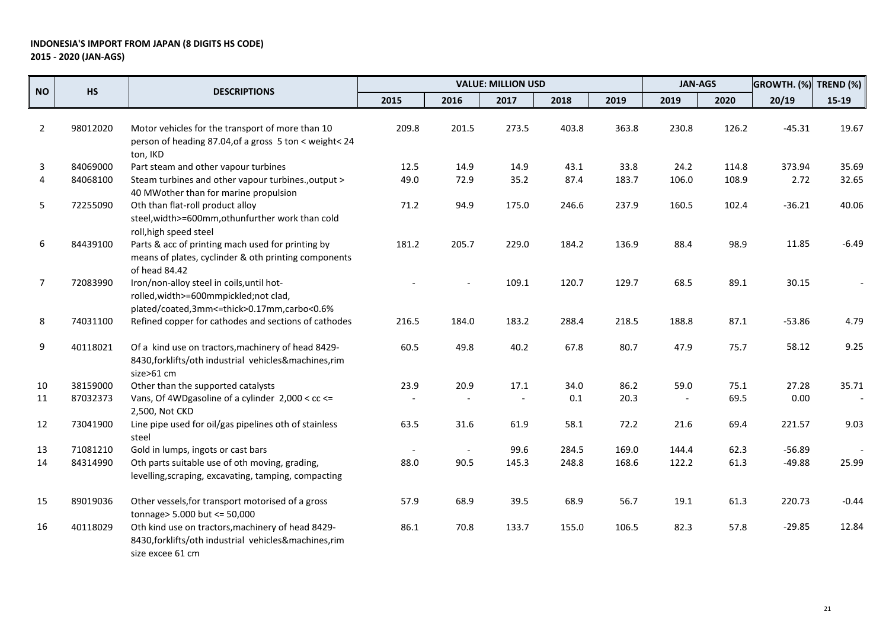**INDONESIA'S IMPORT FROM JAPAN (8 DIGITS HS CODE)**
**2015 - 2020 (JAN-AGS)**

| NO | HS | DESCRIPTIONS | VALUE: MILLION USD | | | | | JAN-AGS | | GROWTH. (%) | TREND (%) |
|---|---|---|---|---|---|---|---|---|---|---|---|
| | | | 2015 | 2016 | 2017 | 2018 | 2019 | 2019 | 2020 | 20/19 | 15-19 |
| 2 | 98012020 | Motor vehicles for the transport of more than 10 person of heading 87.04,of a gross 5 ton < weight< 24 ton, IKD | 209.8 | 201.5 | 273.5 | 403.8 | 363.8 | 230.8 | 126.2 | -45.31 | 19.67 |
| 3 | 84069000 | Part steam and other vapour turbines | 12.5 | 14.9 | 14.9 | 43.1 | 33.8 | 24.2 | 114.8 | 373.94 | 35.69 |
| 4 | 84068100 | Steam turbines and other vapour turbines.,output > 40 MWother than for marine propulsion | 49.0 | 72.9 | 35.2 | 87.4 | 183.7 | 106.0 | 108.9 | 2.72 | 32.65 |
| 5 | 72255090 | Oth than flat-roll product alloy steel,width>=600mm,othunfurther work than cold roll,high speed steel | 71.2 | 94.9 | 175.0 | 246.6 | 237.9 | 160.5 | 102.4 | -36.21 | 40.06 |
| 6 | 84439100 | Parts & acc of printing mach used for printing by means of plates, cyclinder & oth printing components of head 84.42 | 181.2 | 205.7 | 229.0 | 184.2 | 136.9 | 88.4 | 98.9 | 11.85 | -6.49 |
| 7 | 72083990 | Iron/non-alloy steel in coils,until hot-rolled,width>=600mmpickled;not clad, plated/coated,3mm<=thick>0.17mm,carbo<0.6% | - | - | 109.1 | 120.7 | 129.7 | 68.5 | 89.1 | 30.15 | - |
| 8 | 74031100 | Refined copper for cathodes and sections of cathodes | 216.5 | 184.0 | 183.2 | 288.4 | 218.5 | 188.8 | 87.1 | -53.86 | 4.79 |
| 9 | 40118021 | Of a kind use on tractors,machinery of head 8429-8430,forklifts/oth industrial vehicles&machines,rim size>61 cm | 60.5 | 49.8 | 40.2 | 67.8 | 80.7 | 47.9 | 75.7 | 58.12 | 9.25 |
| 10 | 38159000 | Other than the supported catalysts | 23.9 | 20.9 | 17.1 | 34.0 | 86.2 | 59.0 | 75.1 | 27.28 | 35.71 |
| 11 | 87032373 | Vans, Of 4WDgasoline of a cylinder 2,000 < cc <= 2,500, Not CKD | - | - | - | 0.1 | 20.3 | - | 69.5 | 0.00 | - |
| 12 | 73041900 | Line pipe used for oil/gas pipelines oth of stainless steel | 63.5 | 31.6 | 61.9 | 58.1 | 72.2 | 21.6 | 69.4 | 221.57 | 9.03 |
| 13 | 71081210 | Gold in lumps, ingots or cast bars | - | - | 99.6 | 284.5 | 169.0 | 144.4 | 62.3 | -56.89 | - |
| 14 | 84314990 | Oth parts suitable use of oth moving, grading, levelling,scraping, excavating, tamping, compacting | 88.0 | 90.5 | 145.3 | 248.8 | 168.6 | 122.2 | 61.3 | -49.88 | 25.99 |
| 15 | 89019036 | Other vessels,for transport motorised of a gross tonnage> 5.000 but <= 50,000 | 57.9 | 68.9 | 39.5 | 68.9 | 56.7 | 19.1 | 61.3 | 220.73 | -0.44 |
| 16 | 40118029 | Oth kind use on tractors,machinery of head 8429-8430,forklifts/oth industrial vehicles&machines,rim size excee 61 cm | 86.1 | 70.8 | 133.7 | 155.0 | 106.5 | 82.3 | 57.8 | -29.85 | 12.84 |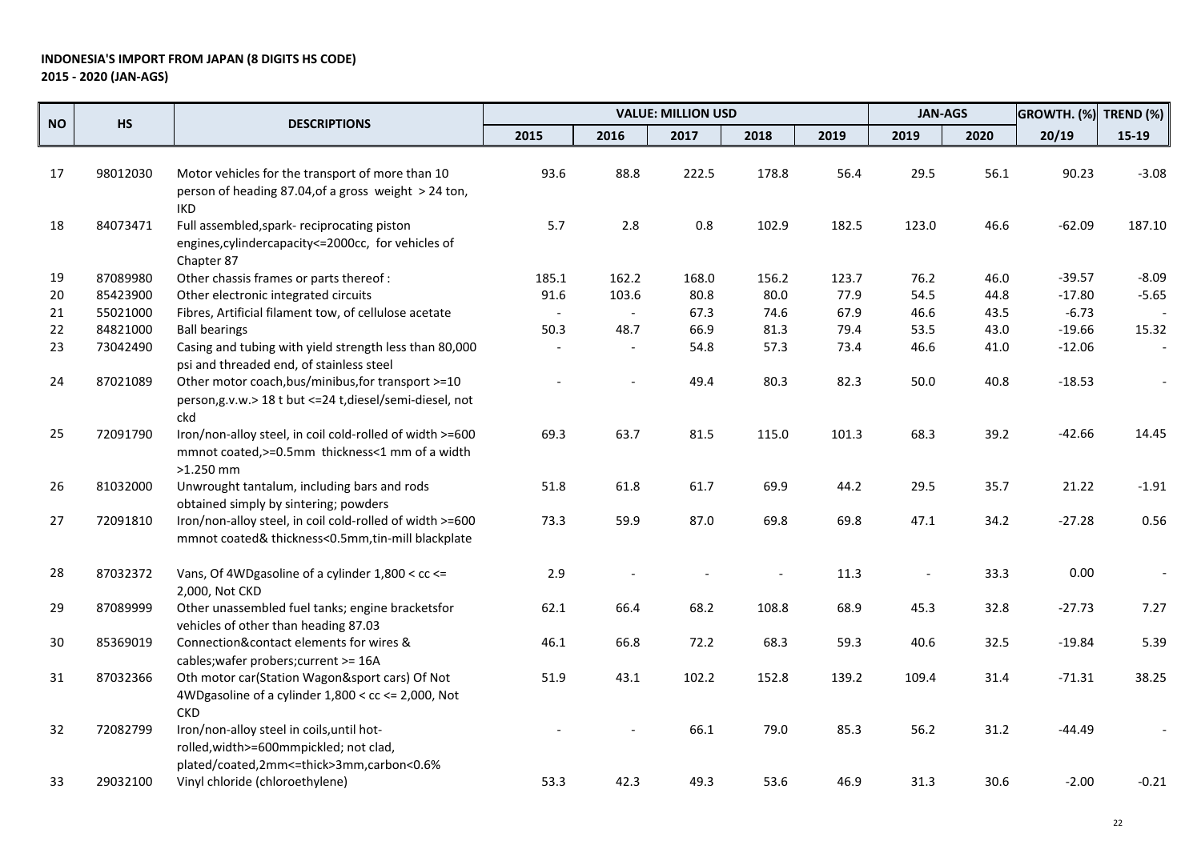**INDONESIA'S IMPORT FROM JAPAN (8 DIGITS HS CODE)**
**2015 - 2020 (JAN-AGS)**

| NO | HS | DESCRIPTIONS | VALUE: MILLION USD | | | | | JAN-AGS | | GROWTH. (%) | TREND (%) |
|---|---|---|---|---|---|---|---|---|---|---|---|
| | | | 2015 | 2016 | 2017 | 2018 | 2019 | 2019 | 2020 | 20/19 | 15-19 |
| 17 | 98012030 | Motor vehicles for the transport of more than 10 person of heading 87.04,of a gross weight > 24 ton, IKD | 93.6 | 88.8 | 222.5 | 178.8 | 56.4 | 29.5 | 56.1 | 90.23 | -3.08 |
| 18 | 84073471 | Full assembled,spark- reciprocating piston engines,cylindercapacity<=2000cc, for vehicles of Chapter 87 | 5.7 | 2.8 | 0.8 | 102.9 | 182.5 | 123.0 | 46.6 | -62.09 | 187.10 |
| 19 | 87089980 | Other chassis frames or parts thereof : | 185.1 | 162.2 | 168.0 | 156.2 | 123.7 | 76.2 | 46.0 | -39.57 | -8.09 |
| 20 | 85423900 | Other electronic integrated circuits | 91.6 | 103.6 | 80.8 | 80.0 | 77.9 | 54.5 | 44.8 | -17.80 | -5.65 |
| 21 | 55021000 | Fibres, Artificial filament tow, of cellulose acetate | - | - | 67.3 | 74.6 | 67.9 | 46.6 | 43.5 | -6.73 | - |
| 22 | 84821000 | Ball bearings | 50.3 | 48.7 | 66.9 | 81.3 | 79.4 | 53.5 | 43.0 | -19.66 | 15.32 |
| 23 | 73042490 | Casing and tubing with yield strength less than 80,000 psi and threaded end, of stainless steel | - | - | 54.8 | 57.3 | 73.4 | 46.6 | 41.0 | -12.06 | - |
| 24 | 87021089 | Other motor coach,bus/minibus,for transport >=10 person,g.v.w.> 18 t but <=24 t,diesel/semi-diesel, not ckd | - | - | 49.4 | 80.3 | 82.3 | 50.0 | 40.8 | -18.53 | - |
| 25 | 72091790 | Iron/non-alloy steel, in coil cold-rolled of width >=600 mmnot coated,>=0.5mm thickness<1 mm of a width >1.250 mm | 69.3 | 63.7 | 81.5 | 115.0 | 101.3 | 68.3 | 39.2 | -42.66 | 14.45 |
| 26 | 81032000 | Unwrought tantalum, including bars and rods obtained simply by sintering; powders | 51.8 | 61.8 | 61.7 | 69.9 | 44.2 | 29.5 | 35.7 | 21.22 | -1.91 |
| 27 | 72091810 | Iron/non-alloy steel, in coil cold-rolled of width >=600 mmnot coated& thickness<0.5mm,tin-mill blackplate | 73.3 | 59.9 | 87.0 | 69.8 | 69.8 | 47.1 | 34.2 | -27.28 | 0.56 |
| 28 | 87032372 | Vans, Of 4WDgasoline of a cylinder 1,800 < cc <= 2,000, Not CKD | 2.9 | - | - | - | 11.3 | - | 33.3 | 0.00 | - |
| 29 | 87089999 | Other unassembled fuel tanks; engine bracketsfor vehicles of other than heading 87.03 | 62.1 | 66.4 | 68.2 | 108.8 | 68.9 | 45.3 | 32.8 | -27.73 | 7.27 |
| 30 | 85369019 | Connection&contact elements for wires & cables;wafer probers;current >= 16A | 46.1 | 66.8 | 72.2 | 68.3 | 59.3 | 40.6 | 32.5 | -19.84 | 5.39 |
| 31 | 87032366 | Oth motor car(Station Wagon&sport cars) Of Not 4WDgasoline of a cylinder 1,800 < cc <= 2,000, Not CKD | 51.9 | 43.1 | 102.2 | 152.8 | 139.2 | 109.4 | 31.4 | -71.31 | 38.25 |
| 32 | 72082799 | Iron/non-alloy steel in coils,until hot-rolled,width>=600mmpickled; not clad, plated/coated,2mm<=thick>3mm,carbon<0.6% | - | - | 66.1 | 79.0 | 85.3 | 56.2 | 31.2 | -44.49 | - |
| 33 | 29032100 | Vinyl chloride (chloroethylene) | 53.3 | 42.3 | 49.3 | 53.6 | 46.9 | 31.3 | 30.6 | -2.00 | -0.21 |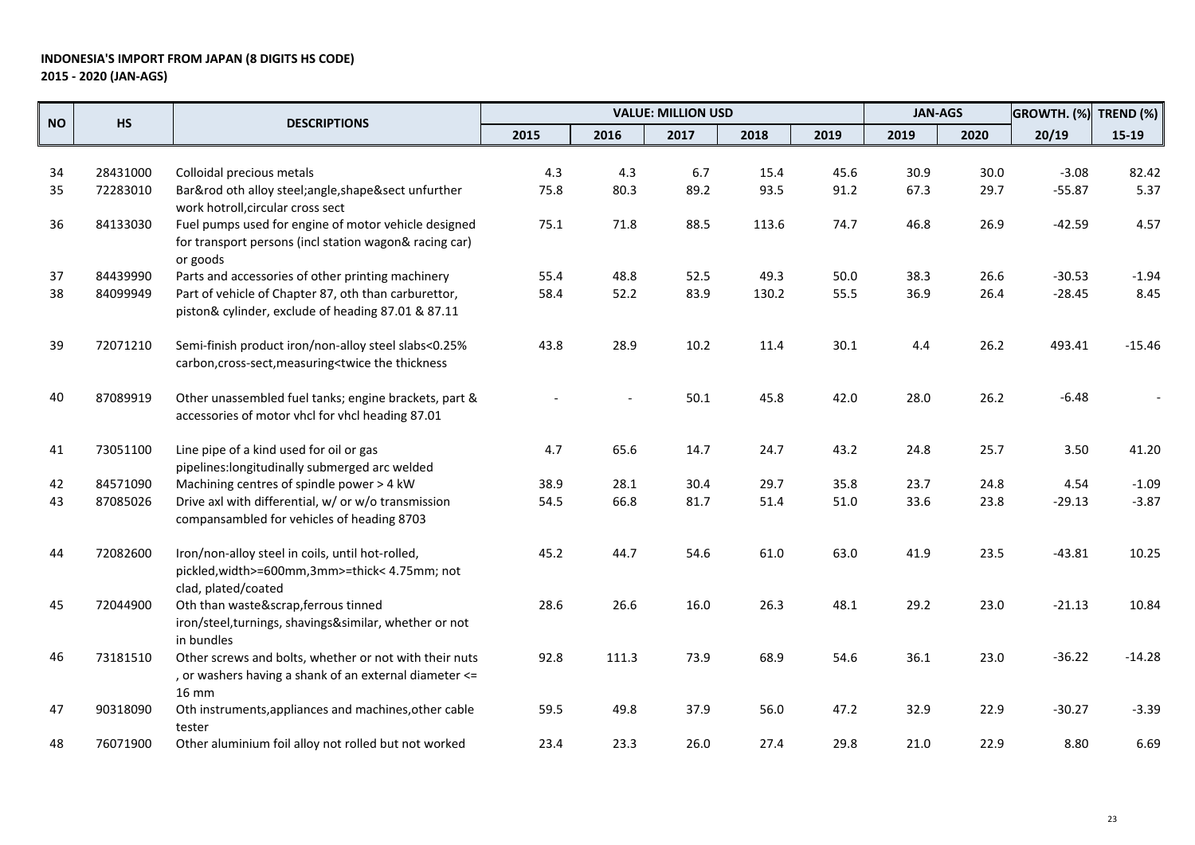**INDONESIA'S IMPORT FROM JAPAN (8 DIGITS HS CODE)**
**2015 - 2020 (JAN-AGS)**

| NO | HS | DESCRIPTIONS | VALUE: MILLION USD | | | | | JAN-AGS | | GROWTH. (%) | TREND (%) |
|---|---|---|---|---|---|---|---|---|---|---|---|
| | | | 2015 | 2016 | 2017 | 2018 | 2019 | 2019 | 2020 | 20/19 | 15-19 |
| 34 | 28431000 | Colloidal precious metals | 4.3 | 4.3 | 6.7 | 15.4 | 45.6 | 30.9 | 30.0 | -3.08 | 82.42 |
| 35 | 72283010 | Bar&rod oth alloy steel;angle,shape&sect unfurther work hotroll,circular cross sect | 75.8 | 80.3 | 89.2 | 93.5 | 91.2 | 67.3 | 29.7 | -55.87 | 5.37 |
| 36 | 84133030 | Fuel pumps used for engine of motor vehicle designed for transport persons (incl station wagon& racing car) or goods | 75.1 | 71.8 | 88.5 | 113.6 | 74.7 | 46.8 | 26.9 | -42.59 | 4.57 |
| 37 | 84439990 | Parts and accessories of other printing machinery | 55.4 | 48.8 | 52.5 | 49.3 | 50.0 | 38.3 | 26.6 | -30.53 | -1.94 |
| 38 | 84099949 | Part of vehicle of Chapter 87, oth than carburettor, piston& cylinder, exclude of heading 87.01 & 87.11 | 58.4 | 52.2 | 83.9 | 130.2 | 55.5 | 36.9 | 26.4 | -28.45 | 8.45 |
| 39 | 72071210 | Semi-finish product iron/non-alloy steel slabs<0.25% carbon,cross-sect,measuring<twice the thickness | 43.8 | 28.9 | 10.2 | 11.4 | 30.1 | 4.4 | 26.2 | 493.41 | -15.46 |
| 40 | 87089919 | Other unassembled fuel tanks; engine brackets, part & accessories of motor vhcl for vhcl heading 87.01 | - | - | 50.1 | 45.8 | 42.0 | 28.0 | 26.2 | -6.48 | - |
| 41 | 73051100 | Line pipe of a kind used for oil or gas pipelines:longitudinally submerged arc welded | 4.7 | 65.6 | 14.7 | 24.7 | 43.2 | 24.8 | 25.7 | 3.50 | 41.20 |
| 42 | 84571090 | Machining centres of spindle power > 4 kW | 38.9 | 28.1 | 30.4 | 29.7 | 35.8 | 23.7 | 24.8 | 4.54 | -1.09 |
| 43 | 87085026 | Drive axl with differential, w/ or w/o transmission compansambled for vehicles of heading 8703 | 54.5 | 66.8 | 81.7 | 51.4 | 51.0 | 33.6 | 23.8 | -29.13 | -3.87 |
| 44 | 72082600 | Iron/non-alloy steel in coils, until hot-rolled, pickled,width>=600mm,3mm>=thick< 4.75mm; not clad, plated/coated | 45.2 | 44.7 | 54.6 | 61.0 | 63.0 | 41.9 | 23.5 | -43.81 | 10.25 |
| 45 | 72044900 | Oth than waste&scrap,ferrous tinned iron/steel,turnings, shavings&similar, whether or not in bundles | 28.6 | 26.6 | 16.0 | 26.3 | 48.1 | 29.2 | 23.0 | -21.13 | 10.84 |
| 46 | 73181510 | Other screws and bolts, whether or not with their nuts , or washers having a shank of an external diameter <= 16 mm | 92.8 | 111.3 | 73.9 | 68.9 | 54.6 | 36.1 | 23.0 | -36.22 | -14.28 |
| 47 | 90318090 | Oth instruments,appliances and machines,other cable tester | 59.5 | 49.8 | 37.9 | 56.0 | 47.2 | 32.9 | 22.9 | -30.27 | -3.39 |
| 48 | 76071900 | Other aluminium foil alloy not rolled but not worked | 23.4 | 23.3 | 26.0 | 27.4 | 29.8 | 21.0 | 22.9 | 8.80 | 6.69 |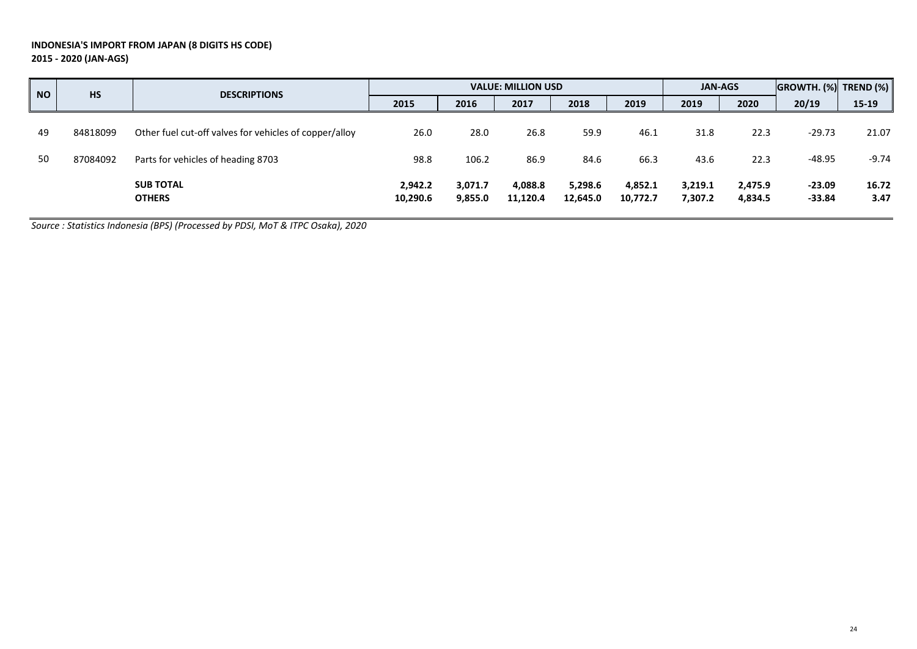**INDONESIA'S IMPORT FROM JAPAN (8 DIGITS HS CODE)**
**2015 - 2020 (JAN-AGS)**

| NO | HS | DESCRIPTIONS | VALUE: MILLION USD | | | | | JAN-AGS | | GROWTH. (%) | TREND (%) |
|---|---|---|---|---|---|---|---|---|---|---|---|
| | | | 2015 | 2016 | 2017 | 2018 | 2019 | 2019 | 2020 | 20/19 | 15-19 |
| 49 | 84818099 | Other fuel cut-off valves for vehicles of copper/alloy | 26.0 | 28.0 | 26.8 | 59.9 | 46.1 | 31.8 | 22.3 | -29.73 | 21.07 |
| 50 | 87084092 | Parts for vehicles of heading 8703 | 98.8 | 106.2 | 86.9 | 84.6 | 66.3 | 43.6 | 22.3 | -48.95 | -9.74 |
| | | **SUB TOTAL** | **2,942.2** | **3,071.7** | **4,088.8** | **5,298.6** | **4,852.1** | **3,219.1** | **2,475.9** | **-23.09** | **16.72** |
| | | **OTHERS** | **10,290.6** | **9,855.0** | **11,120.4** | **12,645.0** | **10,772.7** | **7,307.2** | **4,834.5** | **-33.84** | **3.47** |

*Source : Statistics Indonesia (BPS) (Processed by PDSI, MoT & ITPC Osaka), 2020*